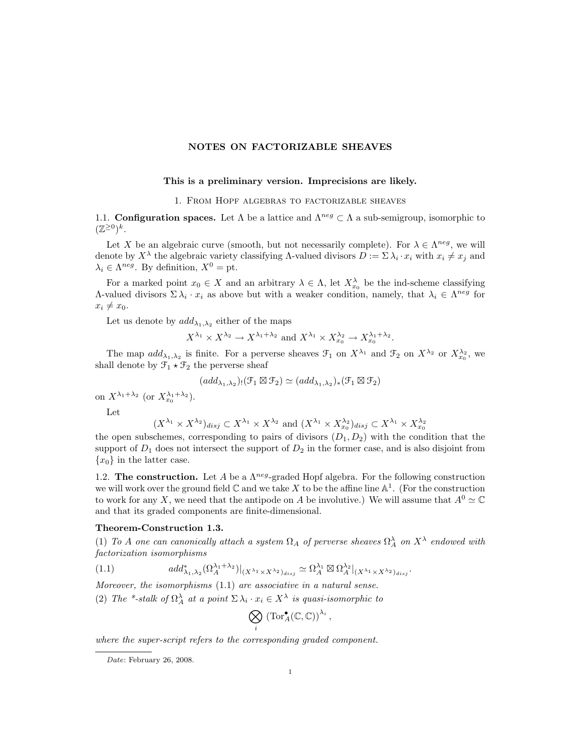# NOTES ON FACTORIZABLE SHEAVES

**This is a preliminary version. Imprecisions are likely.**

## 1. From Hopf algebras to factorizable sheaves

1.1. **Configuration spaces.** Let $\Lambda$ be a lattice and $\Lambda^{neg} \subset \Lambda$ a sub-semigroup, isomorphic to $(\mathbb{Z}^{\geq 0})^k$.

Let $X$ be an algebraic curve (smooth, but not necessarily complete). For $\lambda \in \Lambda^{neg}$, we will denote by $X^\lambda$ the algebraic variety classifying $\Lambda$-valued divisors $D := \Sigma\, \lambda_i \cdot x_i$ with $x_i \neq x_j$ and $\lambda_i \in \Lambda^{neg}$. By definition, $X^0 = \text{pt}$.

For a marked point $x_0 \in X$ and an arbitrary $\lambda \in \Lambda$, let $X^\lambda_{x_0}$ be the ind-scheme classifying $\Lambda$-valued divisors $\Sigma\, \lambda_i \cdot x_i$ as above but with a weaker condition, namely, that $\lambda_i \in \Lambda^{neg}$ for $x_i \neq x_0$.

Let us denote by $add_{\lambda_1,\lambda_2}$ either of the maps

$$X^{\lambda_1} \times X^{\lambda_2} \to X^{\lambda_1+\lambda_2} \text{ and } X^{\lambda_1} \times X^{\lambda_2}_{x_0} \to X^{\lambda_1+\lambda_2}_{x_0}.$$

The map $add_{\lambda_1,\lambda_2}$ is finite. For a perverse sheaves $\mathcal{F}_1$ on $X^{\lambda_1}$ and $\mathcal{F}_2$ on $X^{\lambda_2}$ or $X^{\lambda_2}_{x_0}$, we shall denote by $\mathcal{F}_1 \star \mathcal{F}_2$ the perverse sheaf

$$(add_{\lambda_1,\lambda_2})_!(\mathcal{F}_1 \boxtimes \mathcal{F}_2) \simeq (add_{\lambda_1,\lambda_2})_*(\mathcal{F}_1 \boxtimes \mathcal{F}_2)$$

on $X^{\lambda_1+\lambda_2}$ (or $X^{\lambda_1+\lambda_2}_{x_0}$).

Let

$$(X^{\lambda_1} \times X^{\lambda_2})_{disj} \subset X^{\lambda_1} \times X^{\lambda_2} \text{ and } (X^{\lambda_1} \times X^{\lambda_2}_{x_0})_{disj} \subset X^{\lambda_1} \times X^{\lambda_2}_{x_0}$$

the open subschemes, corresponding to pairs of divisors $(D_1, D_2)$ with the condition that the support of $D_1$ does not intersect the support of $D_2$ in the former case, and is also disjoint from $\{x_0\}$ in the latter case.

1.2. **The construction.** Let $A$ be a $\Lambda^{neg}$-graded Hopf algebra. For the following construction we will work over the ground field $\mathbb{C}$ and we take $X$ to be the affine line $\mathbb{A}^1$. (For the construction to work for any $X$, we need that the antipode on $A$ be involutive.) We will assume that $A^0 \simeq \mathbb{C}$ and that its graded components are finite-dimensional.

**Theorem-Construction 1.3.**

(1) *To $A$ one can canonically attach a system $\Omega_A$ of perverse sheaves $\Omega^\lambda_A$ on $X^\lambda$ endowed with factorization isomorphisms*

$$add^*_{\lambda_1,\lambda_2}(\Omega^{\lambda_1+\lambda_2}_A)|_{(X^{\lambda_1} \times X^{\lambda_2})_{disj}} \simeq \Omega^{\lambda_1}_A \boxtimes \Omega^{\lambda_2}_A|_{(X^{\lambda_1} \times X^{\lambda_2})_{disj}}. \tag{1.1}$$

*Moreover, the isomorphisms (1.1) are associative in a natural sense.*

(2) *The \*-stalk of $\Omega^\lambda_A$ at a point $\Sigma\, \lambda_i \cdot x_i \in X^\lambda$ is quasi-isomorphic to*

$$\bigotimes_i \left(\operatorname{Tor}^\bullet_A(\mathbb{C}, \mathbb{C})\right)^{\lambda_i},$$

*where the super-script refers to the corresponding graded component.*

---

*Date*: February 26, 2008.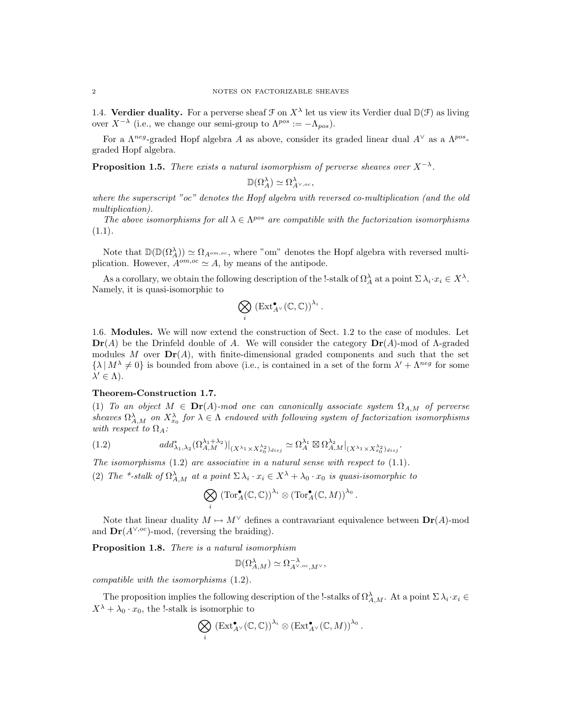1.4. **Verdier duality.** For a perverse sheaf $\mathcal{F}$ on $X^\lambda$ let us view its Verdier dual $\mathbb{D}(\mathcal{F})$ as living over $X^{-\lambda}$ (i.e., we change our semi-group to $\Lambda^{pos} := -\Lambda_{pos}$).

For a $\Lambda^{neg}$-graded Hopf algebra $A$ as above, consider its graded linear dual $A^\vee$ as a $\Lambda^{pos}$-graded Hopf algebra.

**Proposition 1.5.** *There exists a natural isomorphism of perverse sheaves over $X^{-\lambda}$.*

$$\mathbb{D}(\Omega^\lambda_A) \simeq \Omega^\lambda_{A^{\vee,oc}},$$

*where the superscript "oc" denotes the Hopf algebra with reversed co-multiplication (and the old multiplication).*

*The above isomorphisms for all $\lambda \in \Lambda^{pos}$ are compatible with the factorization isomorphisms* (1.1).

Note that $\mathbb{D}(\mathbb{D}(\Omega^\lambda_A)) \simeq \Omega_{A^{om,oc}}$, where "om" denotes the Hopf algebra with reversed multiplication. However, $A^{om,oc} \simeq A$, by means of the antipode.

As a corollary, we obtain the following description of the !-stalk of $\Omega^\lambda_A$ at a point $\Sigma\, \lambda_i \cdot x_i \in X^\lambda$. Namely, it is quasi-isomorphic to

$$\bigotimes_i \left(\mathrm{Ext}^\bullet_{A^\vee}(\mathbb{C},\mathbb{C})\right)^{\lambda_i}.$$

1.6. **Modules.** We will now extend the construction of Sect. 1.2 to the case of modules. Let $\mathbf{Dr}(A)$ be the Drinfeld double of $A$. We will consider the category $\mathbf{Dr}(A)$-mod of $\Lambda$-graded modules $M$ over $\mathbf{Dr}(A)$, with finite-dimensional graded components and such that the set $\{\lambda \,|\, M^\lambda \neq 0\}$ is bounded from above (i.e., is contained in a set of the form $\lambda' + \Lambda^{neg}$ for some $\lambda' \in \Lambda$).

**Theorem-Construction 1.7.**

(1) *To an object $M \in \mathbf{Dr}(A)$-mod one can canonically associate system $\Omega_{A,M}$ of perverse sheaves $\Omega^\lambda_{A,M}$ on $X^\lambda_{x_0}$ for $\lambda \in \Lambda$ endowed with following system of factorization isomorphisms with respect to $\Omega_A$:*

$$add^*_{\lambda_1,\lambda_2}(\Omega^{\lambda_1+\lambda_2}_{A,M})|_{(X^{\lambda_1}\times X^{\lambda_2}_{x_0})_{disj}} \simeq \Omega^{\lambda_1}_A \boxtimes \Omega^{\lambda_2}_{A,M}|_{(X^{\lambda_1}\times X^{\lambda_2}_{x_0})_{disj}}. \tag{1.2}$$

*The isomorphisms* (1.2) *are associative in a natural sense with respect to* (1.1).

(2) *The \*-stalk of $\Omega^\lambda_{A,M}$ at a point $\Sigma\, \lambda_i \cdot x_i \in X^\lambda + \lambda_0 \cdot x_0$ is quasi-isomorphic to*

$$\bigotimes_i \left(\mathrm{Tor}^\bullet_A(\mathbb{C},\mathbb{C})\right)^{\lambda_i} \otimes \left(\mathrm{Tor}^\bullet_A(\mathbb{C},M)\right)^{\lambda_0}.$$

Note that linear duality $M \mapsto M^\vee$ defines a contravariant equivalence between $\mathbf{Dr}(A)$-mod and $\mathbf{Dr}(A^{\vee,oc})$-mod, (reversing the braiding).

**Proposition 1.8.** *There is a natural isomorphism*

$$\mathbb{D}(\Omega^\lambda_{A,M}) \simeq \Omega^{-\lambda}_{A^{\vee,oc},M^\vee},$$

*compatible with the isomorphisms* (1.2).

The proposition implies the following description of the !-stalks of $\Omega^\lambda_{A,M}$. At a point $\Sigma\, \lambda_i \cdot x_i \in X^\lambda + \lambda_0 \cdot x_0$, the !-stalk is isomorphic to

$$\bigotimes_i \left(\mathrm{Ext}^\bullet_{A^\vee}(\mathbb{C},\mathbb{C})\right)^{\lambda_i} \otimes \left(\mathrm{Ext}^\bullet_{A^\vee}(\mathbb{C},M)\right)^{\lambda_0}.$$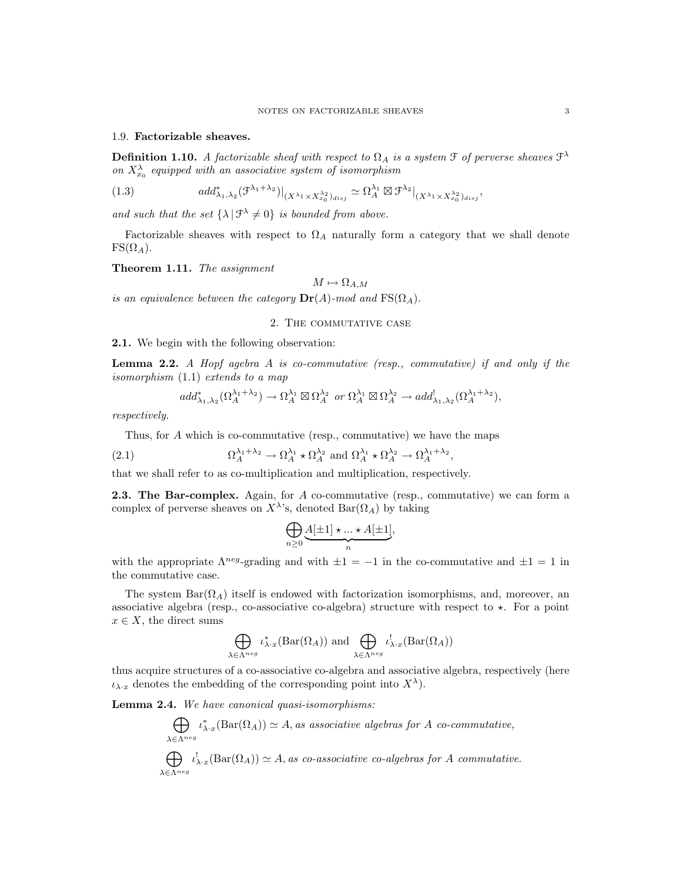### 1.9. **Factorizable sheaves.**

**Definition 1.10.** *A factorizable sheaf with respect to $\Omega_A$ is a system $\mathcal{F}$ of perverse sheaves $\mathcal{F}^\lambda$ on $X^\lambda_{x_0}$ equipped with an associative system of isomorphism*

$$add^*_{\lambda_1,\lambda_2}(\mathcal{F}^{\lambda_1+\lambda_2})|_{(X^{\lambda_1}\times X^{\lambda_2}_{x_0})_{disj}} \simeq \Omega_A^{\lambda_1}\boxtimes \mathcal{F}^{\lambda_2}|_{(X^{\lambda_1}\times X^{\lambda_2}_{x_0})_{disj}}, \tag{1.3}$$

*and such that the set $\{\lambda\,|\,\mathcal{F}^\lambda\neq 0\}$ is bounded from above.*

Factorizable sheaves with respect to $\Omega_A$ naturally form a category that we shall denote $\mathrm{FS}(\Omega_A)$.

**Theorem 1.11.** *The assignment*

$$M\mapsto \Omega_{A,M}$$

*is an equivalence between the category $\mathbf{Dr}(A)$-mod and $\mathrm{FS}(\Omega_A)$.*

## 2. The commutative case

**2.1.** We begin with the following observation:

**Lemma 2.2.** *A Hopf agebra $A$ is co-commutative (resp., commutative) if and only if the isomorphism* (1.1) *extends to a map*

$$add^*_{\lambda_1,\lambda_2}(\Omega_A^{\lambda_1+\lambda_2})\to \Omega_A^{\lambda_1}\boxtimes\Omega_A^{\lambda_2} \text{ or } \Omega_A^{\lambda_1}\boxtimes\Omega_A^{\lambda_2}\to add^!_{\lambda_1,\lambda_2}(\Omega_A^{\lambda_1+\lambda_2}),$$

*respectively.*

Thus, for $A$ which is co-commutative (resp., commutative) we have the maps

$$\Omega_A^{\lambda_1+\lambda_2}\to\Omega_A^{\lambda_1}\star\Omega_A^{\lambda_2} \text{ and } \Omega_A^{\lambda_1}\star\Omega_A^{\lambda_2}\to\Omega_A^{\lambda_1+\lambda_2}, \tag{2.1}$$

that we shall refer to as co-multiplication and multiplication, respectively.

**2.3. The Bar-complex.** Again, for $A$ co-commutative (resp., commutative) we can form a complex of perverse sheaves on $X^\lambda$'s, denoted $\mathrm{Bar}(\Omega_A)$ by taking

$$\bigoplus_{n\geq 0}\underbrace{A[\pm 1]\star ...\star A[\pm 1]}_{n},$$

with the appropriate $\Lambda^{neg}$-grading and with $\pm 1=-1$ in the co-commutative and $\pm 1 = 1$ in the commutative case.

The system $\mathrm{Bar}(\Omega_A)$ itself is endowed with factorization isomorphisms, and, moreover, an associative algebra (resp., co-associative co-algebra) structure with respect to $\star$. For a point $x\in X$, the direct sums

$$\bigoplus_{\lambda\in\Lambda^{neg}}\iota^*_{\lambda\cdot x}(\mathrm{Bar}(\Omega_A)) \text{ and } \bigoplus_{\lambda\in\Lambda^{neg}}\iota^!_{\lambda\cdot x}(\mathrm{Bar}(\Omega_A))$$

thus acquire structures of a co-associative co-algebra and associative algebra, respectively (here $\iota_{\lambda\cdot x}$ denotes the embedding of the corresponding point into $X^\lambda$).

**Lemma 2.4.** *We have canonical quasi-isomorphisms:*

$$\bigoplus_{\lambda\in\Lambda^{neg}}\iota^*_{\lambda\cdot x}(\mathrm{Bar}(\Omega_A))\simeq A, \textit{ as associative algebras for } A \textit{ co-commutative,}$$

$$\bigoplus_{\lambda\in\Lambda^{neg}}\iota^!_{\lambda\cdot x}(\mathrm{Bar}(\Omega_A))\simeq A, \textit{ as co-associative co-algebras for } A \textit{ commutative.}$$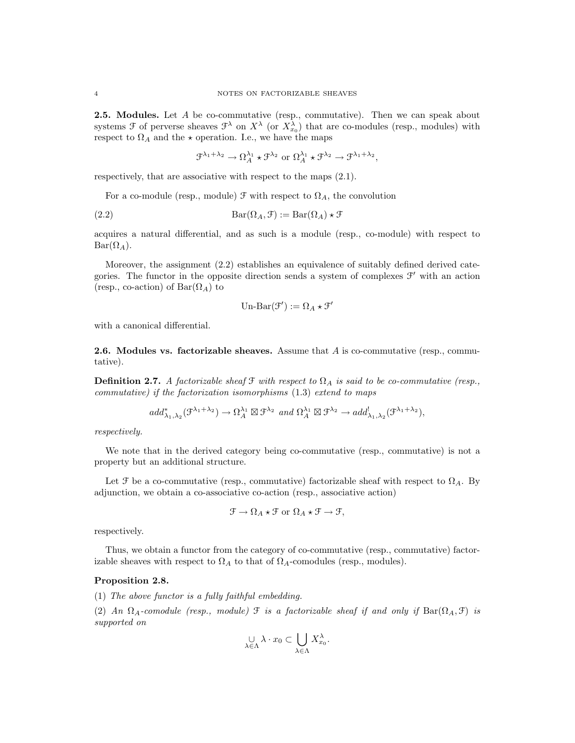**2.5. Modules.** Let $A$ be co-commutative (resp., commutative). Then we can speak about systems $\mathcal{F}$ of perverse sheaves $\mathcal{F}^\lambda$ on $X^\lambda$ (or $X^\lambda_{x_0}$) that are co-modules (resp., modules) with respect to $\Omega_A$ and the $\star$ operation. I.e., we have the maps

$$\mathcal{F}^{\lambda_1+\lambda_2} \to \Omega_A^{\lambda_1} \star \mathcal{F}^{\lambda_2} \text{ or } \Omega_A^{\lambda_1} \star \mathcal{F}^{\lambda_2} \to \mathcal{F}^{\lambda_1+\lambda_2},$$

respectively, that are associative with respect to the maps (2.1).

For a co-module (resp., module) $\mathcal{F}$ with respect to $\Omega_A$, the convolution

$$\operatorname{Bar}(\Omega_A, \mathcal{F}) := \operatorname{Bar}(\Omega_A) \star \mathcal{F} \tag{2.2}$$

acquires a natural differential, and as such is a module (resp., co-module) with respect to $\operatorname{Bar}(\Omega_A)$.

Moreover, the assignment (2.2) establishes an equivalence of suitably defined derived categories. The functor in the opposite direction sends a system of complexes $\mathcal{F}'$ with an action (resp., co-action) of $\operatorname{Bar}(\Omega_A)$ to

$$\text{Un-Bar}(\mathcal{F}') := \Omega_A \star \mathcal{F}'$$

with a canonical differential.

**2.6. Modules vs. factorizable sheaves.** Assume that $A$ is co-commutative (resp., commutative).

**Definition 2.7.** *A factorizable sheaf $\mathcal{F}$ with respect to $\Omega_A$ is said to be co-commutative (resp., commutative) if the factorization isomorphisms* (1.3) *extend to maps*

$$add^*_{\lambda_1,\lambda_2}(\mathcal{F}^{\lambda_1+\lambda_2}) \to \Omega_A^{\lambda_1} \boxtimes \mathcal{F}^{\lambda_2} \text{ and } \Omega_A^{\lambda_1} \boxtimes \mathcal{F}^{\lambda_2} \to add^!_{\lambda_1,\lambda_2}(\mathcal{F}^{\lambda_1+\lambda_2}),$$

*respectively.*

We note that in the derived category being co-commutative (resp., commutative) is not a property but an additional structure.

Let $\mathcal{F}$ be a co-commutative (resp., commutative) factorizable sheaf with respect to $\Omega_A$. By adjunction, we obtain a co-associative co-action (resp., associative action)

$$\mathcal{F} \to \Omega_A \star \mathcal{F} \text{ or } \Omega_A \star \mathcal{F} \to \mathcal{F},$$

respectively.

Thus, we obtain a functor from the category of co-commutative (resp., commutative) factorizable sheaves with respect to $\Omega_A$ to that of $\Omega_A$-comodules (resp., modules).

**Proposition 2.8.**

(1) *The above functor is a fully faithful embedding.*

(2) *An $\Omega_A$-comodule (resp., module) $\mathcal{F}$ is a factorizable sheaf if and only if $\operatorname{Bar}(\Omega_A, \mathcal{F})$ is supported on*

$$\underset{\lambda\in\Lambda}{\cup} \lambda \cdot x_0 \subset \bigcup_{\lambda\in\Lambda} X^\lambda_{x_0}.$$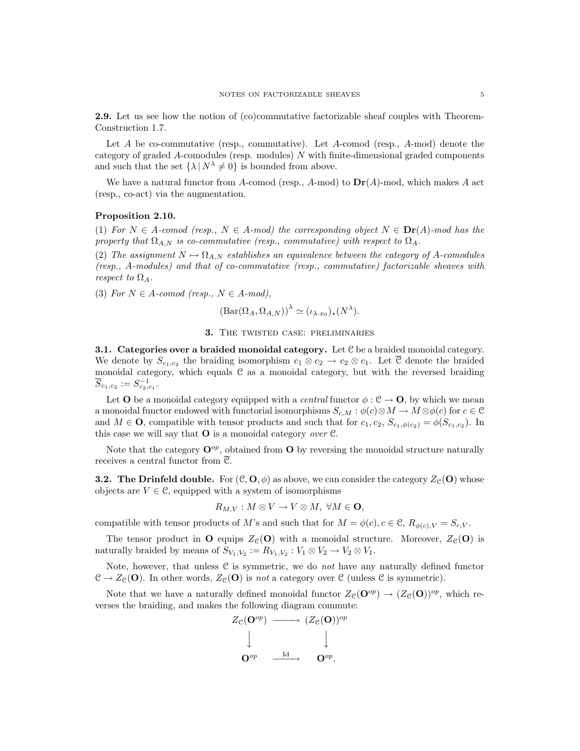**2.9.** Let us see how the notion of (co)commutative factorizable sheaf couples with Theorem-Construction 1.7.

Let $A$ be co-commutative (resp., commutative). Let $A$-comod (resp., $A$-mod) denote the category of graded $A$-comodules (resp. modules) $N$ with finite-dimensional graded components and such that the set $\{\lambda \,|\, N^\lambda \neq 0\}$ is bounded from above.

We have a natural functor from $A$-comod (resp., $A$-mod) to $\mathbf{Dr}(A)$-mod, which makes $A$ act (resp., co-act) via the augmentation.

**Proposition 2.10.**

(1) *For $N \in A$-comod (resp., $N \in A$-mod) the corresponding object $N \in \mathbf{Dr}(A)$-mod has the property that $\Omega_{A,N}$ is co-commutative (resp., commutative) with respect to $\Omega_A$.*

(2) *The assignment $N \mapsto \Omega_{A,N}$ establishes an equivalence between the category of $A$-comodules (resp., $A$-modules) and that of co-commutative (resp., commutative) factorizable sheaves with respect to $\Omega_A$.*

(3) *For $N \in A$-comod (resp., $N \in A$-mod),*

$$(\mathrm{Bar}(\Omega_A, \Omega_{A,N}))^\lambda \simeq (\iota_{\lambda \cdot x_0})_*(N^\lambda).$$

## 3. The twisted case: preliminaries

**3.1. Categories over a braided monoidal category.** Let $\mathcal{C}$ be a braided monoidal category. We denote by $S_{c_1,c_2}$ the braiding isomorphism $c_1 \otimes c_2 \to c_2 \otimes c_1$. Let $\overline{\mathcal{C}}$ denote the braided monoidal category, which equals $\mathcal{C}$ as a monoidal category, but with the reversed braiding $\overline{S}_{c_1,c_2} := S^{-1}_{c_2,c_1}$.

Let $\mathbf{O}$ be a monoidal category equipped with a *central* functor $\phi : \mathcal{C} \to \mathbf{O}$, by which we mean a monoidal functor endowed with functorial isomorphisms $S_{c,M} : \phi(c) \otimes M \to M \otimes \phi(c)$ for $c \in \mathcal{C}$ and $M \in \mathbf{O}$, compatible with tensor products and such that for $c_1, c_2$, $S_{c_1,\phi(c_2)} = \phi(S_{c_1,c_2})$. In this case we will say that $\mathbf{O}$ is a monoidal category *over* $\mathcal{C}$.

Note that the category $\mathbf{O}^{op}$, obtained from $\mathbf{O}$ by reversing the monoidal structure naturally receives a central functor from $\overline{\mathcal{C}}$.

**3.2. The Drinfeld double.** For $(\mathcal{C}, \mathbf{O}, \phi)$ as above, we can consider the category $Z_{\mathcal{C}}(\mathbf{O})$ whose objects are $V \in \mathcal{C}$, equipped with a system of isomorphisms

$$R_{M,V} : M \otimes V \to V \otimes M, \ \forall M \in \mathbf{O},$$

compatible with tensor products of $M$'s and such that for $M = \phi(c), c \in \mathcal{C}$, $R_{\phi(c),V} = S_{c,V}$.

The tensor product in $\mathbf{O}$ equips $Z_{\mathcal{C}}(\mathbf{O})$ with a monoidal structure. Moreover, $Z_{\mathcal{C}}(\mathbf{O})$ is naturally braided by means of $S_{V_1,V_2} := R_{V_1,V_2} : V_1 \otimes V_2 \to V_2 \otimes V_1$.

Note, however, that unless $\mathcal{C}$ is symmetric, we do *not* have any naturally defined functor $\mathcal{C} \to Z_{\mathcal{C}}(\mathbf{O})$. In other words, $Z_{\mathcal{C}}(\mathbf{O})$ is *not* a category over $\mathcal{C}$ (unless $\mathcal{C}$ is symmetric).

Note that we have a naturally defined monoidal functor $Z_{\mathcal{C}}(\mathbf{O}^{op}) \to (Z_{\mathcal{C}}(\mathbf{O}))^{op}$, which reverses the braiding, and makes the following diagram commute:

$$\begin{array}{ccc}
Z_{\mathcal{C}}(\mathbf{O}^{op}) & \longrightarrow & (Z_{\mathcal{C}}(\mathbf{O}))^{op} \\
\big\downarrow & & \big\downarrow \\
\mathbf{O}^{op} & \xrightarrow{\mathrm{Id}} & \mathbf{O}^{op}.
\end{array}$$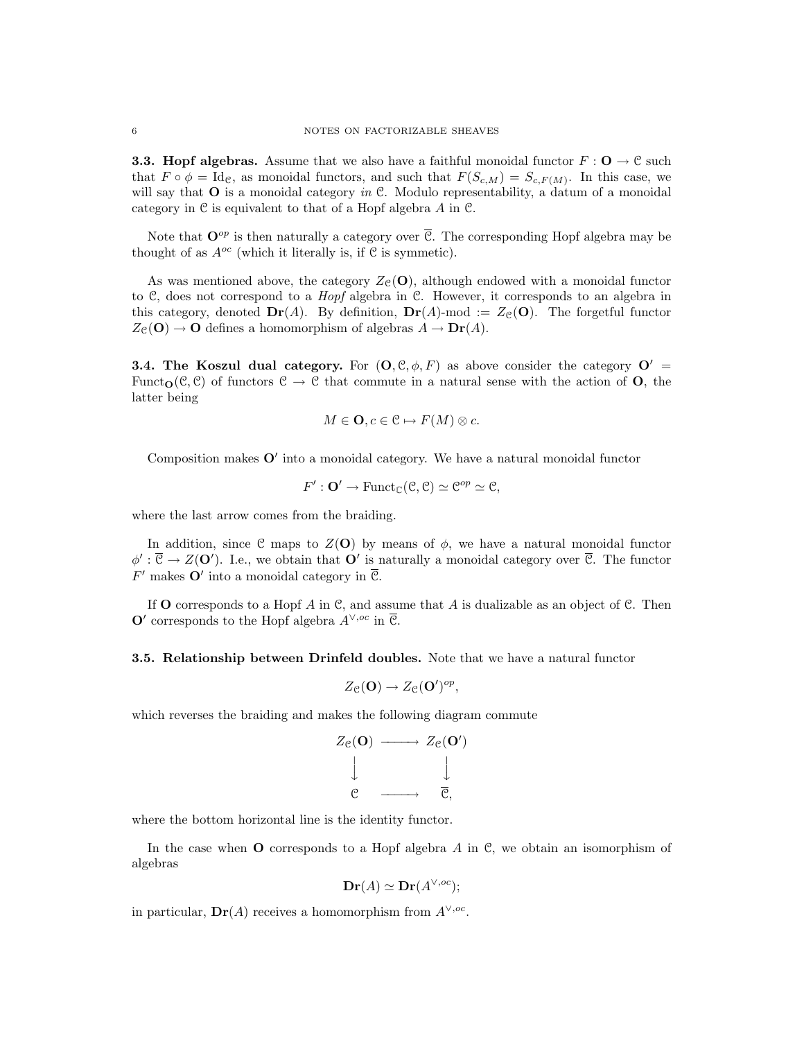**3.3. Hopf algebras.** Assume that we also have a faithful monoidal functor $F : \mathbf{O} \to \mathcal{C}$ such that $F \circ \phi = \mathrm{Id}_{\mathcal{C}}$, as monoidal functors, and such that $F(S_{c,M}) = S_{c,F(M)}$. In this case, we will say that $\mathbf{O}$ is a monoidal category *in* $\mathcal{C}$. Modulo representability, a datum of a monoidal category in $\mathcal{C}$ is equivalent to that of a Hopf algebra $A$ in $\mathcal{C}$.

Note that $\mathbf{O}^{op}$ is then naturally a category over $\overline{\mathcal{C}}$. The corresponding Hopf algebra may be thought of as $A^{oc}$ (which it literally is, if $\mathcal{C}$ is symmetic).

As was mentioned above, the category $Z_{\mathcal{C}}(\mathbf{O})$, although endowed with a monoidal functor to $\mathcal{C}$, does not correspond to a *Hopf* algebra in $\mathcal{C}$. However, it corresponds to an algebra in this category, denoted $\mathbf{Dr}(A)$. By definition, $\mathbf{Dr}(A)\text{-mod} := Z_{\mathcal{C}}(\mathbf{O})$. The forgetful functor $Z_{\mathcal{C}}(\mathbf{O}) \to \mathbf{O}$ defines a homomorphism of algebras $A \to \mathbf{Dr}(A)$.

**3.4. The Koszul dual category.** For $(\mathbf{O}, \mathcal{C}, \phi, F)$ as above consider the category $\mathbf{O}' = \mathrm{Funct}_{\mathbf{O}}(\mathcal{C}, \mathcal{C})$ of functors $\mathcal{C} \to \mathcal{C}$ that commute in a natural sense with the action of $\mathbf{O}$, the latter being

$$M \in \mathbf{O}, c \in \mathcal{C} \mapsto F(M) \otimes c.$$

Composition makes $\mathbf{O}'$ into a monoidal category. We have a natural monoidal functor

$$F' : \mathbf{O}' \to \mathrm{Funct}_{\mathcal{C}}(\mathcal{C}, \mathcal{C}) \simeq \mathcal{C}^{op} \simeq \mathcal{C},$$

where the last arrow comes from the braiding.

In addition, since $\mathcal{C}$ maps to $Z(\mathbf{O})$ by means of $\phi$, we have a natural monoidal functor $\phi' : \overline{\mathcal{C}} \to Z(\mathbf{O}')$. I.e., we obtain that $\mathbf{O}'$ is naturally a monoidal category over $\overline{\mathcal{C}}$. The functor $F'$ makes $\mathbf{O}'$ into a monoidal category in $\overline{\mathcal{C}}$.

If $\mathbf{O}$ corresponds to a Hopf $A$ in $\mathcal{C}$, and assume that $A$ is dualizable as an object of $\mathcal{C}$. Then $\mathbf{O}'$ corresponds to the Hopf algebra $A^{\vee,oc}$ in $\overline{\mathcal{C}}$.

**3.5. Relationship between Drinfeld doubles.** Note that we have a natural functor

$$Z_{\mathcal{C}}(\mathbf{O}) \to Z_{\mathcal{C}}(\mathbf{O}')^{op},$$

which reverses the braiding and makes the following diagram commute

$$\begin{array}{ccc} Z_{\mathcal{C}}(\mathbf{O}) & \longrightarrow & Z_{\mathcal{C}}(\mathbf{O}') \\ \downarrow & & \downarrow \\ \mathcal{C} & \longrightarrow & \overline{\mathcal{C}}, \end{array}$$

where the bottom horizontal line is the identity functor.

In the case when $\mathbf{O}$ corresponds to a Hopf algebra $A$ in $\mathcal{C}$, we obtain an isomorphism of algebras

$$\mathbf{Dr}(A) \simeq \mathbf{Dr}(A^{\vee,oc});$$

in particular, $\mathbf{Dr}(A)$ receives a homomorphism from $A^{\vee,oc}$.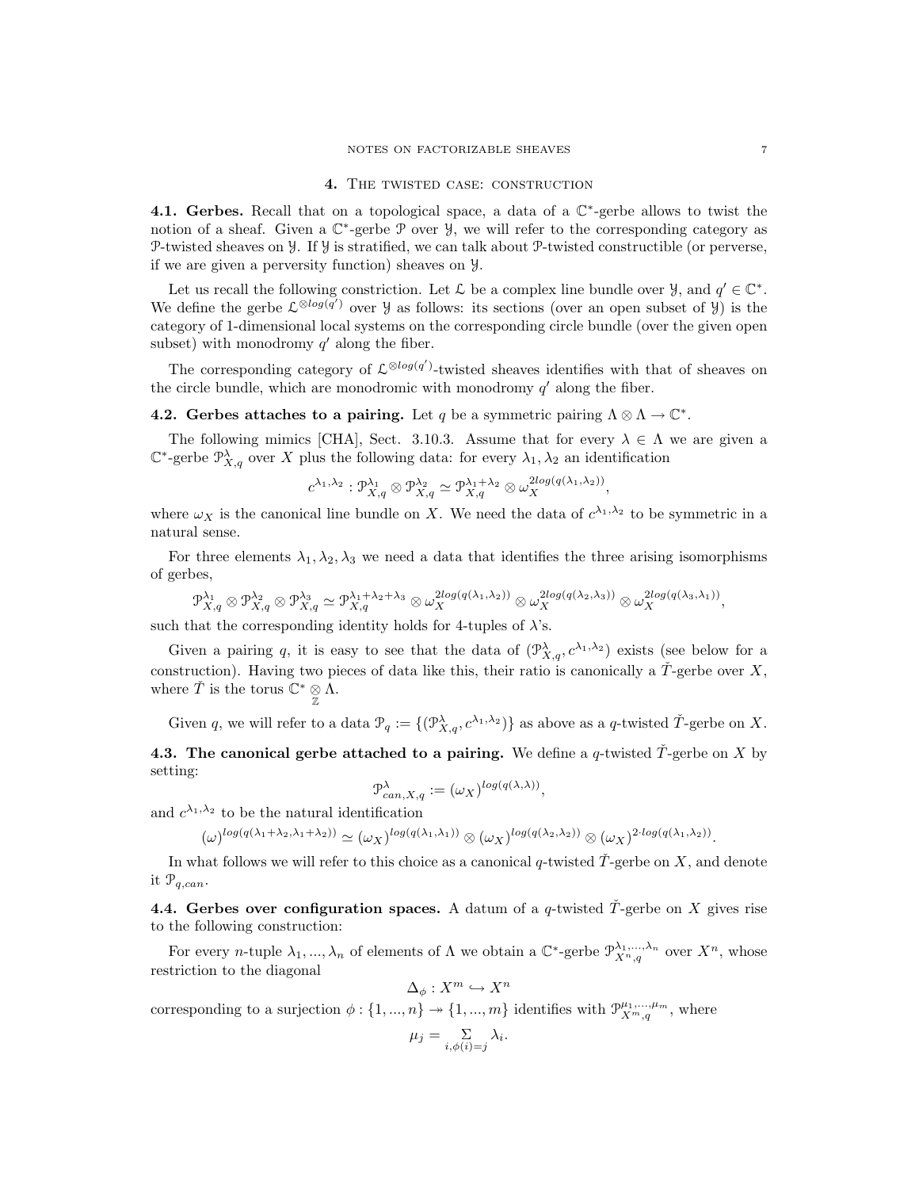## 4. The twisted case: construction

**4.1. Gerbes.** Recall that on a topological space, a data of a $\mathbb{C}^*$-gerbe allows to twist the notion of a sheaf. Given a $\mathbb{C}^*$-gerbe $\mathcal{P}$ over $\mathcal{Y}$, we will refer to the corresponding category as $\mathcal{P}$-twisted sheaves on $\mathcal{Y}$. If $\mathcal{Y}$ is stratified, we can talk about $\mathcal{P}$-twisted constructible (or perverse, if we are given a perversity function) sheaves on $\mathcal{Y}$.

Let us recall the following constriction. Let $\mathcal{L}$ be a complex line bundle over $\mathcal{Y}$, and $q' \in \mathbb{C}^*$. We define the gerbe $\mathcal{L}^{\otimes log(q')}$ over $\mathcal{Y}$ as follows: its sections (over an open subset of $\mathcal{Y}$) is the category of 1-dimensional local systems on the corresponding circle bundle (over the given open subset) with monodromy $q'$ along the fiber.

The corresponding category of $\mathcal{L}^{\otimes log(q')}$-twisted sheaves identifies with that of sheaves on the circle bundle, which are monodromic with monodromy $q'$ along the fiber.

**4.2. Gerbes attaches to a pairing.** Let $q$ be a symmetric pairing $\Lambda \otimes \Lambda \to \mathbb{C}^*$.

The following mimics [CHA], Sect. 3.10.3. Assume that for every $\lambda \in \Lambda$ we are given a $\mathbb{C}^*$-gerbe $\mathcal{P}^{\lambda}_{X,q}$ over $X$ plus the following data: for every $\lambda_1, \lambda_2$ an identification

$$c^{\lambda_1,\lambda_2} : \mathcal{P}^{\lambda_1}_{X,q} \otimes \mathcal{P}^{\lambda_2}_{X,q} \simeq \mathcal{P}^{\lambda_1+\lambda_2}_{X,q} \otimes \omega_X^{2log(q(\lambda_1,\lambda_2))},$$

where $\omega_X$ is the canonical line bundle on $X$. We need the data of $c^{\lambda_1,\lambda_2}$ to be symmetric in a natural sense.

For three elements $\lambda_1, \lambda_2, \lambda_3$ we need a data that identifies the three arising isomorphisms of gerbes,

$$\mathcal{P}^{\lambda_1}_{X,q} \otimes \mathcal{P}^{\lambda_2}_{X,q} \otimes \mathcal{P}^{\lambda_3}_{X,q} \simeq \mathcal{P}^{\lambda_1+\lambda_2+\lambda_3}_{X,q} \otimes \omega_X^{2log(q(\lambda_1,\lambda_2))} \otimes \omega_X^{2log(q(\lambda_2,\lambda_3))} \otimes \omega_X^{2log(q(\lambda_3,\lambda_1))},$$

such that the corresponding identity holds for 4-tuples of $\lambda$'s.

Given a pairing $q$, it is easy to see that the data of $(\mathcal{P}^{\lambda}_{X,q}, c^{\lambda_1,\lambda_2})$ exists (see below for a construction). Having two pieces of data like this, their ratio is canonically a $\check{T}$-gerbe over $X$, where $\check{T}$ is the torus $\mathbb{C}^* \underset{\mathbb{Z}}{\otimes} \Lambda$.

Given $q$, we will refer to a data $\mathcal{P}_q := \{(\mathcal{P}^{\lambda}_{X,q}, c^{\lambda_1,\lambda_2})\}$ as above as a $q$-twisted $\check{T}$-gerbe on $X$.

**4.3. The canonical gerbe attached to a pairing.** We define a $q$-twisted $\check{T}$-gerbe on $X$ by setting:

$$\mathcal{P}^{\lambda}_{can,X,q} := (\omega_X)^{log(q(\lambda,\lambda))},$$

and $c^{\lambda_1,\lambda_2}$ to be the natural identification

$$(\omega)^{log(q(\lambda_1+\lambda_2,\lambda_1+\lambda_2))} \simeq (\omega_X)^{log(q(\lambda_1,\lambda_1))} \otimes (\omega_X)^{log(q(\lambda_2,\lambda_2))} \otimes (\omega_X)^{2\cdot log(q(\lambda_1,\lambda_2))}.$$

In what follows we will refer to this choice as a canonical $q$-twisted $\check{T}$-gerbe on $X$, and denote it $\mathcal{P}_{q,can}$.

**4.4. Gerbes over configuration spaces.** A datum of a $q$-twisted $\check{T}$-gerbe on $X$ gives rise to the following construction:

For every $n$-tuple $\lambda_1, ..., \lambda_n$ of elements of $\Lambda$ we obtain a $\mathbb{C}^*$-gerbe $\mathcal{P}^{\lambda_1,...,\lambda_n}_{X^n,q}$ over $X^n$, whose restriction to the diagonal

$$\Delta_\phi : X^m \hookrightarrow X^n$$

corresponding to a surjection $\phi : \{1, ..., n\} \twoheadrightarrow \{1, ..., m\}$ identifies with $\mathcal{P}^{\mu_1,...,\mu_m}_{X^m,q}$, where

$$\mu_j = \sum_{i, \phi(i)=j} \lambda_i.$$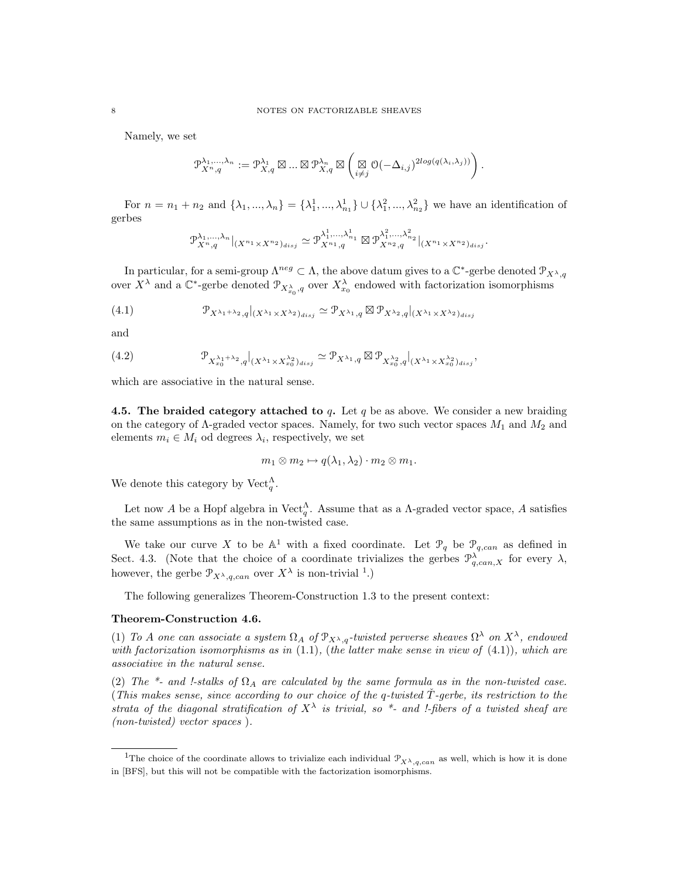Namely, we set

$$\mathcal{P}^{\lambda_1,...,\lambda_n}_{X^n,q} := \mathcal{P}^{\lambda_1}_{X,q} \boxtimes ... \boxtimes \mathcal{P}^{\lambda_n}_{X,q} \boxtimes \left( \underset{i\neq j}{\boxtimes} \mathcal{O}(-\Delta_{i,j})^{2log(q(\lambda_i,\lambda_j))} \right).$$

For $n = n_1 + n_2$ and $\{\lambda_1, ..., \lambda_n\} = \{\lambda^1_1, ..., \lambda^1_{n_1}\} \cup \{\lambda^2_1, ..., \lambda^2_{n_2}\}$ we have an identification of gerbes

$$\mathcal{P}^{\lambda_1,...,\lambda_n}_{X^n,q}|_{(X^{n_1}\times X^{n_2})_{disj}} \simeq \mathcal{P}^{\lambda^1_1,...,\lambda^1_{n_1}}_{X^{n_1},q} \boxtimes \mathcal{P}^{\lambda^2_1,...,\lambda^2_{n_2}}_{X^{n_2},q}|_{(X^{n_1}\times X^{n_2})_{disj}}.$$

In particular, for a semi-group $\Lambda^{neg} \subset \Lambda$, the above datum gives to a $\mathbb{C}^*$-gerbe denoted $\mathcal{P}_{X^\lambda,q}$ over $X^\lambda$ and a $\mathbb{C}^*$-gerbe denoted $\mathcal{P}_{X^\lambda_{x_0},q}$ over $X^\lambda_{x_0}$ endowed with factorization isomorphisms

$$\mathcal{P}_{X^{\lambda_1+\lambda_2},q}|_{(X^{\lambda_1}\times X^{\lambda_2})_{disj}} \simeq \mathcal{P}_{X^{\lambda_1},q} \boxtimes \mathcal{P}_{X^{\lambda_2},q}|_{(X^{\lambda_1}\times X^{\lambda_2})_{disj}} \tag{4.1}$$

and

$$\mathcal{P}_{X^{\lambda_1+\lambda_2}_{x_0},q}|_{(X^{\lambda_1}\times X^{\lambda_2}_{x_0})_{disj}} \simeq \mathcal{P}_{X^{\lambda_1},q} \boxtimes \mathcal{P}_{X^{\lambda_2}_{x_0},q}|_{(X^{\lambda_1}\times X^{\lambda_2}_{x_0})_{disj}}, \tag{4.2}$$

which are associative in the natural sense.

**4.5. The braided category attached to $q$.** Let $q$ be as above. We consider a new braiding on the category of $\Lambda$-graded vector spaces. Namely, for two such vector spaces $M_1$ and $M_2$ and elements $m_i \in M_i$ od degrees $\lambda_i$, respectively, we set

$$m_1 \otimes m_2 \mapsto q(\lambda_1, \lambda_2) \cdot m_2 \otimes m_1.$$

We denote this category by $\mathrm{Vect}^\Lambda_q$.

Let now $A$ be a Hopf algebra in $\mathrm{Vect}^\Lambda_q$. Assume that as a $\Lambda$-graded vector space, $A$ satisfies the same assumptions as in the non-twisted case.

We take our curve $X$ to be $\mathbb{A}^1$ with a fixed coordinate. Let $\mathcal{P}_q$ be $\mathcal{P}_{q,can}$ as defined in Sect. 4.3. (Note that the choice of a coordinate trivializes the gerbes $\mathcal{P}^\lambda_{q,can,X}$ for every $\lambda$, however, the gerbe $\mathcal{P}_{X^\lambda,q,can}$ over $X^\lambda$ is non-trivial [1].)

The following generalizes Theorem-Construction 1.3 to the present context:

**Theorem-Construction 4.6.**

(1) *To $A$ one can associate a system $\Omega_A$ of $\mathcal{P}_{X^\lambda,q}$-twisted perverse sheaves $\Omega^\lambda$ on $X^\lambda$, endowed with factorization isomorphisms as in* (1.1), (*the latter make sense in view of* (4.1)), *which are associative in the natural sense.*

(2) *The \*- and !-stalks of $\Omega_A$ are calculated by the same formula as in the non-twisted case.* (*This makes sense, since according to our choice of the q-twisted $\check{T}$-gerbe, its restriction to the strata of the diagonal stratification of $X^\lambda$ is trivial, so \*- and !-fibers of a twisted sheaf are (non-twisted) vector spaces* ).

---

[1] The choice of the coordinate allows to trivialize each individual $\mathcal{P}_{X^\lambda,q,can}$ as well, which is how it is done in [BFS], but this will not be compatible with the factorization isomorphisms.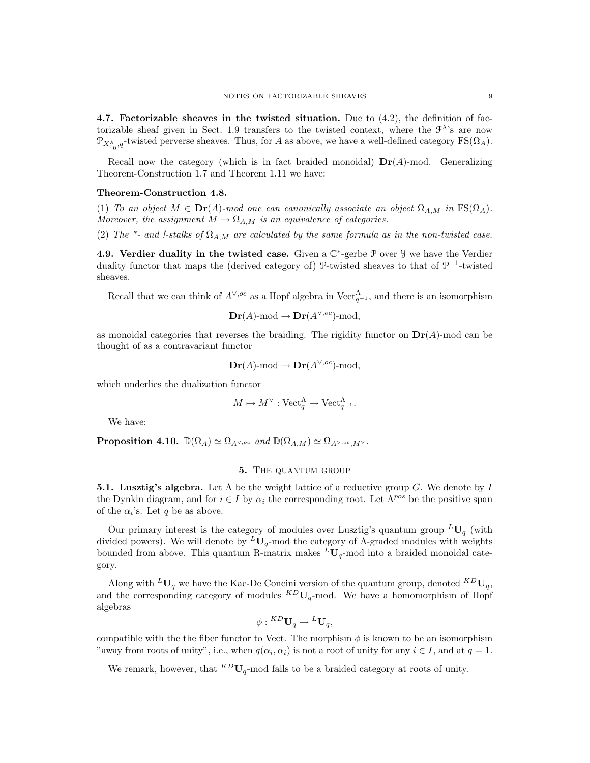**4.7. Factorizable sheaves in the twisted situation.** Due to (4.2), the definition of factorizable sheaf given in Sect. 1.9 transfers to the twisted context, where the $\mathcal{F}^\lambda$'s are now $\mathcal{P}_{X^\lambda_{x_0},q}$-twisted perverse sheaves. Thus, for $A$ as above, we have a well-defined category $\mathrm{FS}(\Omega_A)$.

Recall now the category (which is in fact braided monoidal) $\mathbf{Dr}(A)$-mod. Generalizing Theorem-Construction 1.7 and Theorem 1.11 we have:

**Theorem-Construction 4.8.**

(1) *To an object $M \in \mathbf{Dr}(A)$-mod one can canonically associate an object $\Omega_{A,M}$ in $\mathrm{FS}(\Omega_A)$. Moreover, the assignment $M \to \Omega_{A,M}$ is an equivalence of categories.*

(2) *The \*- and !-stalks of $\Omega_{A,M}$ are calculated by the same formula as in the non-twisted case.*

**4.9. Verdier duality in the twisted case.** Given a $\mathbb{C}^*$-gerbe $\mathcal{P}$ over $\mathcal{Y}$ we have the Verdier duality functor that maps the (derived category of) $\mathcal{P}$-twisted sheaves to that of $\mathcal{P}^{-1}$-twisted sheaves.

Recall that we can think of $A^{\vee,oc}$ as a Hopf algebra in $\mathrm{Vect}^\Lambda_{q^{-1}}$, and there is an isomorphism

$$\mathbf{Dr}(A)\text{-mod} \to \mathbf{Dr}(A^{\vee,oc})\text{-mod},$$

as monoidal categories that reverses the braiding. The rigidity functor on $\mathbf{Dr}(A)$-mod can be thought of as a contravariant functor

$$\mathbf{Dr}(A)\text{-mod} \to \mathbf{Dr}(A^{\vee,oc})\text{-mod},$$

which underlies the dualization functor

$$M \mapsto M^\vee : \mathrm{Vect}^\Lambda_q \to \mathrm{Vect}^\Lambda_{q^{-1}}.$$

We have:

**Proposition 4.10.** $\mathbb{D}(\Omega_A) \simeq \Omega_{A^{\vee,oc}}$ *and* $\mathbb{D}(\Omega_{A,M}) \simeq \Omega_{A^{\vee,oc},M^\vee}$.

## 5. The quantum group

**5.1. Lusztig's algebra.** Let $\Lambda$ be the weight lattice of a reductive group $G$. We denote by $I$ the Dynkin diagram, and for $i \in I$ by $\alpha_i$ the corresponding root. Let $\Lambda^{pos}$ be the positive span of the $\alpha_i$'s. Let $q$ be as above.

Our primary interest is the category of modules over Lusztig's quantum group ${}^L\mathbf{U}_q$ (with divided powers). We will denote by ${}^L\mathbf{U}_q$-mod the category of $\Lambda$-graded modules with weights bounded from above. This quantum R-matrix makes ${}^L\mathbf{U}_q$-mod into a braided monoidal category.

Along with ${}^L\mathbf{U}_q$ we have the Kac-De Concini version of the quantum group, denoted ${}^{KD}\mathbf{U}_q$, and the corresponding category of modules ${}^{KD}\mathbf{U}_q$-mod. We have a homomorphism of Hopf algebras

$$\phi : {}^{KD}\mathbf{U}_q \to {}^L\mathbf{U}_q,$$

compatible with the the fiber functor to Vect. The morphism $\phi$ is known to be an isomorphism "away from roots of unity", i.e., when $q(\alpha_i, \alpha_i)$ is not a root of unity for any $i \in I$, and at $q = 1$.

We remark, however, that ${}^{KD}\mathbf{U}_q$-mod fails to be a braided category at roots of unity.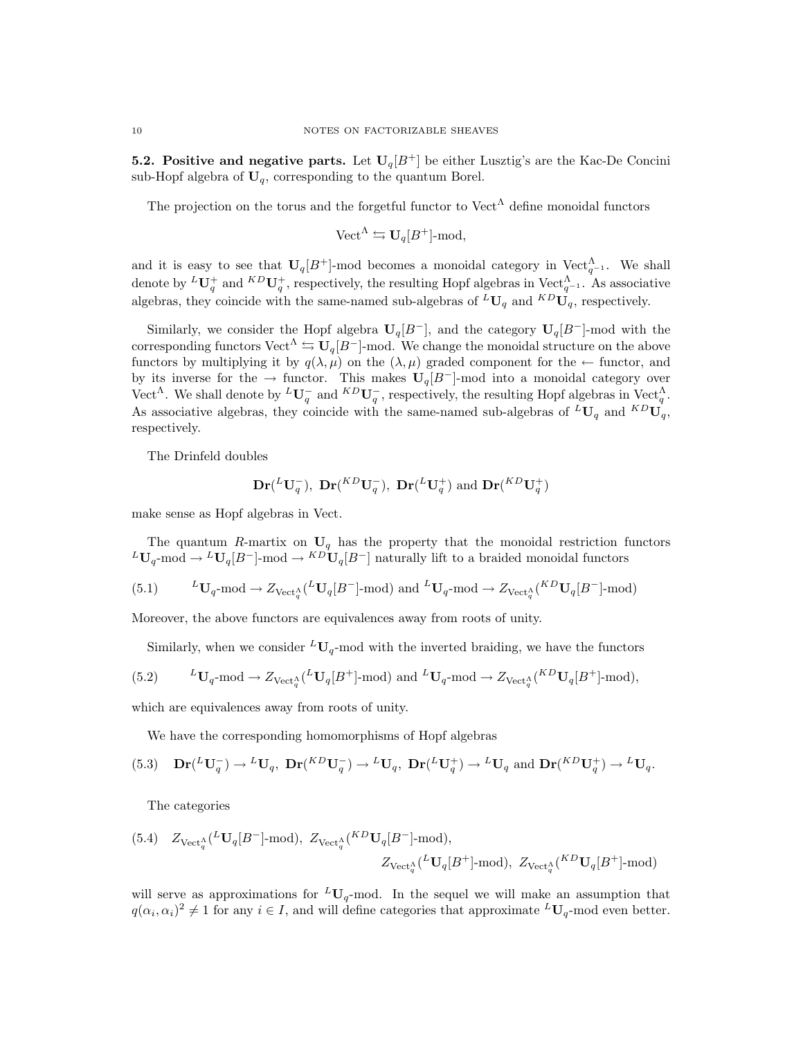**5.2. Positive and negative parts.** Let $\mathbf{U}_q[B^+]$ be either Lusztig's are the Kac-De Concini sub-Hopf algebra of $\mathbf{U}_q$, corresponding to the quantum Borel.

The projection on the torus and the forgetful functor to $\mathrm{Vect}^\Lambda$ define monoidal functors

$$\mathrm{Vect}^\Lambda \leftrightarrows \mathbf{U}_q[B^+]\text{-mod},$$

and it is easy to see that $\mathbf{U}_q[B^+]$-mod becomes a monoidal category in $\mathrm{Vect}^\Lambda_{q^{-1}}$. We shall denote by ${}^L\mathbf{U}^+_q$ and ${}^{KD}\mathbf{U}^+_q$, respectively, the resulting Hopf algebras in $\mathrm{Vect}^\Lambda_{q^{-1}}$. As associative algebras, they coincide with the same-named sub-algebras of ${}^L\mathbf{U}_q$ and ${}^{KD}\mathbf{U}_q$, respectively.

Similarly, we consider the Hopf algebra $\mathbf{U}_q[B^-]$, and the category $\mathbf{U}_q[B^-]$-mod with the corresponding functors $\mathrm{Vect}^\Lambda \leftrightarrows \mathbf{U}_q[B^-]$-mod. We change the monoidal structure on the above functors by multiplying it by $q(\lambda,\mu)$ on the $(\lambda,\mu)$ graded component for the $\leftarrow$ functor, and by its inverse for the $\rightarrow$ functor. This makes $\mathbf{U}_q[B^-]$-mod into a monoidal category over $\mathrm{Vect}^\Lambda$. We shall denote by ${}^L\mathbf{U}^-_q$ and ${}^{KD}\mathbf{U}^-_q$, respectively, the resulting Hopf algebras in $\mathrm{Vect}^\Lambda_q$. As associative algebras, they coincide with the same-named sub-algebras of ${}^L\mathbf{U}_q$ and ${}^{KD}\mathbf{U}_q$, respectively.

The Drinfeld doubles

$$\mathbf{Dr}({}^L\mathbf{U}^-_q),\ \mathbf{Dr}({}^{KD}\mathbf{U}^-_q),\ \mathbf{Dr}({}^L\mathbf{U}^+_q) \text{ and } \mathbf{Dr}({}^{KD}\mathbf{U}^+_q)$$

make sense as Hopf algebras in Vect.

The quantum $R$-martix on $\mathbf{U}_q$ has the property that the monoidal restriction functors ${}^L\mathbf{U}_q\text{-mod} \to {}^L\mathbf{U}_q[B^-]\text{-mod} \to {}^{KD}\mathbf{U}_q[B^-]$ naturally lift to a braided monoidal functors

$$({5.1})\qquad {}^L\mathbf{U}_q\text{-mod} \to Z_{\mathrm{Vect}^\Lambda_q}({}^L\mathbf{U}_q[B^-]\text{-mod}) \text{ and } {}^L\mathbf{U}_q\text{-mod} \to Z_{\mathrm{Vect}^\Lambda_q}({}^{KD}\mathbf{U}_q[B^-]\text{-mod})$$

Moreover, the above functors are equivalences away from roots of unity.

Similarly, when we consider ${}^L\mathbf{U}_q$-mod with the inverted braiding, we have the functors

$$({5.2})\qquad {}^L\mathbf{U}_q\text{-mod} \to Z_{\mathrm{Vect}^\Lambda_q}({}^L\mathbf{U}_q[B^+]\text{-mod}) \text{ and } {}^L\mathbf{U}_q\text{-mod} \to Z_{\mathrm{Vect}^\Lambda_q}({}^{KD}\mathbf{U}_q[B^+]\text{-mod}),$$

which are equivalences away from roots of unity.

We have the corresponding homomorphisms of Hopf algebras

$$({5.3})\quad \mathbf{Dr}({}^L\mathbf{U}^-_q) \to {}^L\mathbf{U}_q,\ \mathbf{Dr}({}^{KD}\mathbf{U}^-_q) \to {}^L\mathbf{U}_q,\ \mathbf{Dr}({}^L\mathbf{U}^+_q) \to {}^L\mathbf{U}_q \text{ and } \mathbf{Dr}({}^{KD}\mathbf{U}^+_q) \to {}^L\mathbf{U}_q.$$

The categories

$$({5.4})\quad Z_{\mathrm{Vect}^\Lambda_q}({}^L\mathbf{U}_q[B^-]\text{-mod}),\ Z_{\mathrm{Vect}^\Lambda_q}({}^{KD}\mathbf{U}_q[B^-]\text{-mod}),$$
$$Z_{\mathrm{Vect}^\Lambda_q}({}^L\mathbf{U}_q[B^+]\text{-mod}),\ Z_{\mathrm{Vect}^\Lambda_q}({}^{KD}\mathbf{U}_q[B^+]\text{-mod})$$

will serve as approximations for ${}^L\mathbf{U}_q$-mod. In the sequel we will make an assumption that $q(\alpha_i,\alpha_i)^2 \neq 1$ for any $i \in I$, and will define categories that approximate ${}^L\mathbf{U}_q$-mod even better.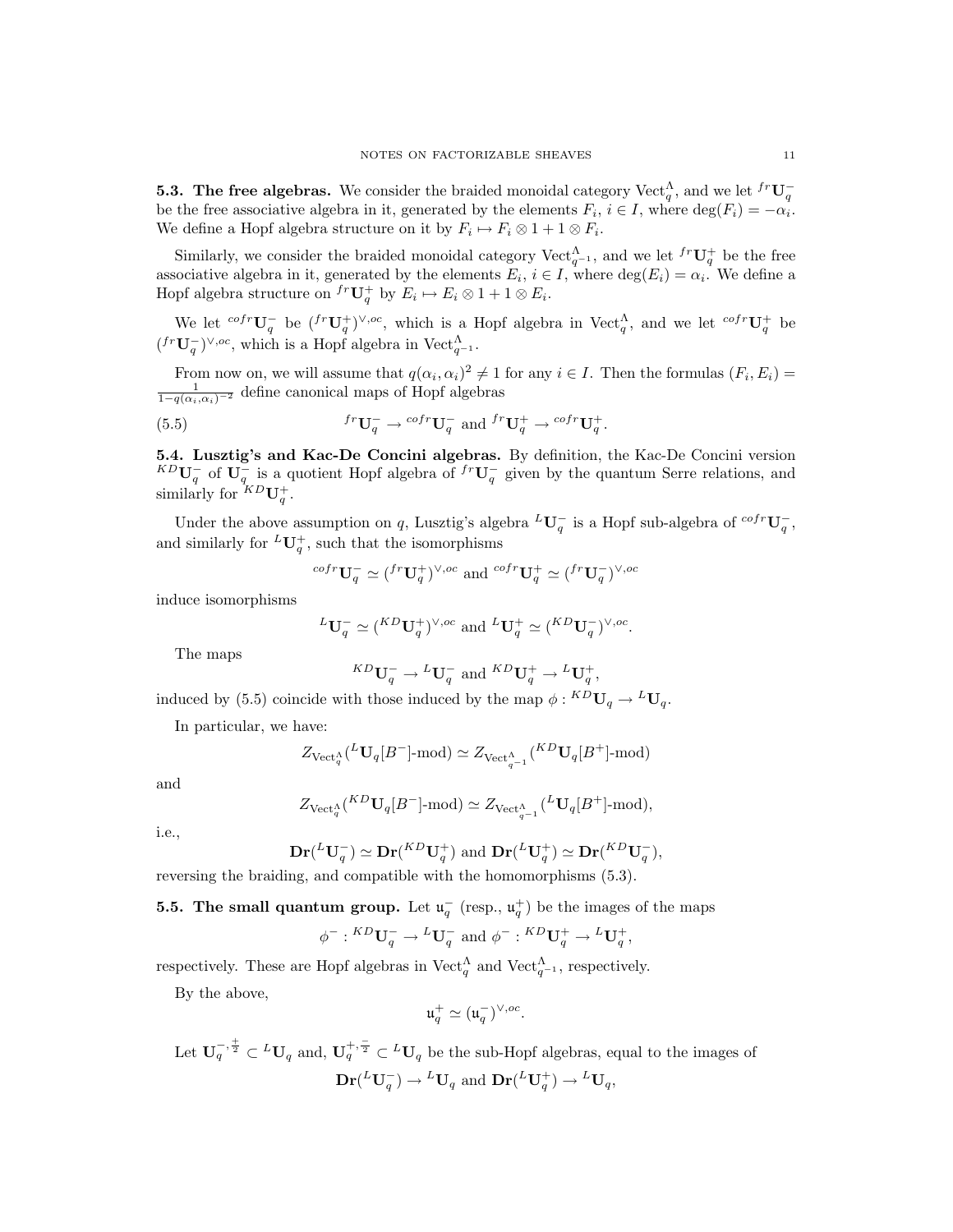**5.3. The free algebras.** We consider the braided monoidal category $\mathrm{Vect}_q^\Lambda$, and we let ${}^{fr}\mathbf{U}_q^-$ be the free associative algebra in it, generated by the elements $F_i$, $i \in I$, where $\deg(F_i) = -\alpha_i$. We define a Hopf algebra structure on it by $F_i \mapsto F_i \otimes 1 + 1 \otimes F_i$.

Similarly, we consider the braided monoidal category $\mathrm{Vect}_{q^{-1}}^\Lambda$, and we let ${}^{fr}\mathbf{U}_q^+$ be the free associative algebra in it, generated by the elements $E_i$, $i \in I$, where $\deg(E_i) = \alpha_i$. We define a Hopf algebra structure on ${}^{fr}\mathbf{U}_q^+$ by $E_i \mapsto E_i \otimes 1 + 1 \otimes E_i$.

We let ${}^{cofr}\mathbf{U}_q^-$ be $({}^{fr}\mathbf{U}_q^+)^{\vee,oc}$, which is a Hopf algebra in $\mathrm{Vect}_q^\Lambda$, and we let ${}^{cofr}\mathbf{U}_q^+$ be $({}^{fr}\mathbf{U}_q^-)^{\vee,oc}$, which is a Hopf algebra in $\mathrm{Vect}_{q^{-1}}^\Lambda$.

From now on, we will assume that $q(\alpha_i, \alpha_i)^2 \neq 1$ for any $i \in I$. Then the formulas $(F_i, E_i) = \frac{1}{1-q(\alpha_i,\alpha_i)^{-2}}$ define canonical maps of Hopf algebras

$$
{}^{fr}\mathbf{U}_q^- \to {}^{cofr}\mathbf{U}_q^- \text{ and } {}^{fr}\mathbf{U}_q^+ \to {}^{cofr}\mathbf{U}_q^+. \tag{5.5}
$$

**5.4. Lusztig's and Kac-De Concini algebras.** By definition, the Kac-De Concini version ${}^{KD}\mathbf{U}_q^-$ of $\mathbf{U}_q^-$ is a quotient Hopf algebra of ${}^{fr}\mathbf{U}_q^-$ given by the quantum Serre relations, and similarly for ${}^{KD}\mathbf{U}_q^+$.

Under the above assumption on $q$, Lusztig's algebra ${}^{L}\mathbf{U}_q^-$ is a Hopf sub-algebra of ${}^{cofr}\mathbf{U}_q^-$, and similarly for ${}^{L}\mathbf{U}_q^+$, such that the isomorphisms

$$
{}^{cofr}\mathbf{U}_q^- \simeq ({}^{fr}\mathbf{U}_q^+)^{\vee,oc} \text{ and } {}^{cofr}\mathbf{U}_q^+ \simeq ({}^{fr}\mathbf{U}_q^-)^{\vee,oc}
$$

induce isomorphisms

$$
{}^{L}\mathbf{U}_q^- \simeq ({}^{KD}\mathbf{U}_q^+)^{\vee,oc} \text{ and } {}^{L}\mathbf{U}_q^+ \simeq ({}^{KD}\mathbf{U}_q^-)^{\vee,oc}.
$$

The maps

$$
{}^{KD}\mathbf{U}_q^- \to {}^{L}\mathbf{U}_q^- \text{ and } {}^{KD}\mathbf{U}_q^+ \to {}^{L}\mathbf{U}_q^+,
$$

induced by (5.5) coincide with those induced by the map $\phi : {}^{KD}\mathbf{U}_q \to {}^{L}\mathbf{U}_q$.

In particular, we have:

$$
Z_{\mathrm{Vect}_q^\Lambda}({}^{L}\mathbf{U}_q[B^-]\text{-mod}) \simeq Z_{\mathrm{Vect}_{q^{-1}}^\Lambda}({}^{KD}\mathbf{U}_q[B^+]\text{-mod})
$$

and

$$
Z_{\mathrm{Vect}_q^\Lambda}({}^{KD}\mathbf{U}_q[B^-]\text{-mod}) \simeq Z_{\mathrm{Vect}_{q^{-1}}^\Lambda}({}^{L}\mathbf{U}_q[B^+]\text{-mod}),
$$

i.e.,

$$
\mathbf{Dr}({}^{L}\mathbf{U}_q^-) \simeq \mathbf{Dr}({}^{KD}\mathbf{U}_q^+) \text{ and } \mathbf{Dr}({}^{L}\mathbf{U}_q^+) \simeq \mathbf{Dr}({}^{KD}\mathbf{U}_q^-),
$$

reversing the braiding, and compatible with the homomorphisms (5.3).

**5.5. The small quantum group.** Let $\mathfrak{u}_q^-$ (resp., $\mathfrak{u}_q^+$) be the images of the maps

$$
\phi^- : {}^{KD}\mathbf{U}_q^- \to {}^{L}\mathbf{U}_q^- \text{ and } \phi^- : {}^{KD}\mathbf{U}_q^+ \to {}^{L}\mathbf{U}_q^+,
$$

respectively. These are Hopf algebras in $\mathrm{Vect}_q^\Lambda$ and $\mathrm{Vect}_{q^{-1}}^\Lambda$, respectively.

By the above,

$$
\mathfrak{u}_q^+ \simeq (\mathfrak{u}_q^-)^{\vee,oc}.
$$

Let $\mathbf{U}_q^{-,\frac{+}{2}} \subset {}^{L}\mathbf{U}_q$ and, $\mathbf{U}_q^{+,\frac{-}{2}} \subset {}^{L}\mathbf{U}_q$ be the sub-Hopf algebras, equal to the images of

$$
\mathbf{Dr}({}^{L}\mathbf{U}_q^-) \to {}^{L}\mathbf{U}_q \text{ and } \mathbf{Dr}({}^{L}\mathbf{U}_q^+) \to {}^{L}\mathbf{U}_q,
$$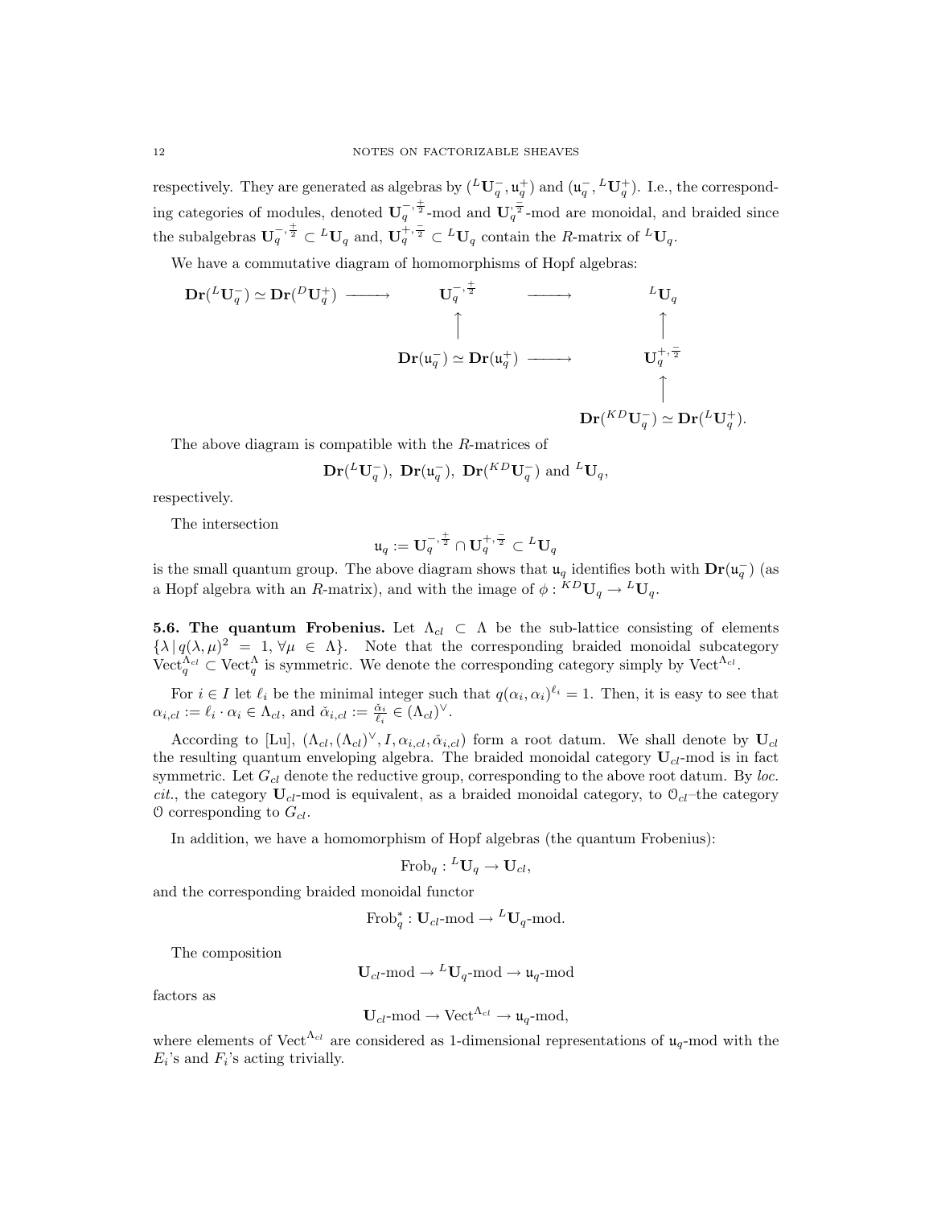respectively. They are generated as algebras by $({}^L\mathbf{U}_q^-, \mathfrak{u}_q^+)$ and $(\mathfrak{u}_q^-, {}^L\mathbf{U}_q^+)$. I.e., the corresponding categories of modules, denoted $\mathbf{U}_q^{-,\frac{+}{2}}$-mod and $\mathbf{U}_q^{,\frac{-}{2}}$-mod are monoidal, and braided since the subalgebras $\mathbf{U}_q^{-,\frac{+}{2}} \subset {}^L\mathbf{U}_q$ and, $\mathbf{U}_q^{+,\frac{-}{2}} \subset {}^L\mathbf{U}_q$ contain the $R$-matrix of ${}^L\mathbf{U}_q$.

We have a commutative diagram of homomorphisms of Hopf algebras:

$$
\begin{array}{ccccc}
\mathbf{Dr}({}^L\mathbf{U}_q^-) \simeq \mathbf{Dr}({}^D\mathbf{U}_q^+) & \longrightarrow & \mathbf{U}_q^{-,\frac{+}{2}} & \longrightarrow & {}^L\mathbf{U}_q \\
 & & \uparrow & & \uparrow \\
 & & \mathbf{Dr}(\mathfrak{u}_q^-) \simeq \mathbf{Dr}(\mathfrak{u}_q^+) & \longrightarrow & \mathbf{U}_q^{+,\frac{-}{2}} \\
 & & & & \uparrow \\
 & & & & \mathbf{Dr}({}^{KD}\mathbf{U}_q^-) \simeq \mathbf{Dr}({}^L\mathbf{U}_q^+).
\end{array}
$$

The above diagram is compatible with the $R$-matrices of

$$\mathbf{Dr}({}^L\mathbf{U}_q^-),\ \mathbf{Dr}(\mathfrak{u}_q^-),\ \mathbf{Dr}({}^{KD}\mathbf{U}_q^-) \text{ and } {}^L\mathbf{U}_q,$$

respectively.

The intersection

$$\mathfrak{u}_q := \mathbf{U}_q^{-,\frac{+}{2}} \cap \mathbf{U}_q^{+,\frac{-}{2}} \subset {}^L\mathbf{U}_q$$

is the small quantum group. The above diagram shows that $\mathfrak{u}_q$ identifies both with $\mathbf{Dr}(\mathfrak{u}_q^-)$ (as a Hopf algebra with an $R$-matrix), and with the image of $\phi : {}^{KD}\mathbf{U}_q \to {}^L\mathbf{U}_q$.

**5.6. The quantum Frobenius.** Let $\Lambda_{cl} \subset \Lambda$ be the sub-lattice consisting of elements $\{\lambda \,|\, q(\lambda,\mu)^2 = 1, \forall \mu \in \Lambda\}$. Note that the corresponding braided monoidal subcategory $\mathrm{Vect}_q^{\Lambda_{cl}} \subset \mathrm{Vect}_q^{\Lambda}$ is symmetric. We denote the corresponding category simply by $\mathrm{Vect}^{\Lambda_{cl}}$.

For $i \in I$ let $\ell_i$ be the minimal integer such that $q(\alpha_i,\alpha_i)^{\ell_i} = 1$. Then, it is easy to see that $\alpha_{i,cl} := \ell_i \cdot \alpha_i \in \Lambda_{cl}$, and $\check{\alpha}_{i,cl} := \frac{\check{\alpha}_i}{\ell_i} \in (\Lambda_{cl})^\vee$.

According to [Lu], $(\Lambda_{cl}, (\Lambda_{cl})^\vee, I, \alpha_{i,cl}, \check{\alpha}_{i,cl})$ form a root datum. We shall denote by $\mathbf{U}_{cl}$ the resulting quantum enveloping algebra. The braided monoidal category $\mathbf{U}_{cl}$-mod is in fact symmetric. Let $G_{cl}$ denote the reductive group, corresponding to the above root datum. By *loc. cit.*, the category $\mathbf{U}_{cl}$-mod is equivalent, as a braided monoidal category, to $\mathcal{O}_{cl}$–the category $\mathcal{O}$ corresponding to $G_{cl}$.

In addition, we have a homomorphism of Hopf algebras (the quantum Frobenius):

$$\mathrm{Frob}_q : {}^L\mathbf{U}_q \to \mathbf{U}_{cl},$$

and the corresponding braided monoidal functor

$$\mathrm{Frob}_q^* : \mathbf{U}_{cl}\text{-mod} \to {}^L\mathbf{U}_q\text{-mod}.$$

The composition

$$\mathbf{U}_{cl}\text{-mod} \to {}^L\mathbf{U}_q\text{-mod} \to \mathfrak{u}_q\text{-mod}$$

factors as

$$\mathbf{U}_{cl}\text{-mod} \to \mathrm{Vect}^{\Lambda_{cl}} \to \mathfrak{u}_q\text{-mod},$$

where elements of $\mathrm{Vect}^{\Lambda_{cl}}$ are considered as 1-dimensional representations of $\mathfrak{u}_q$-mod with the $E_i$'s and $F_i$'s acting trivially.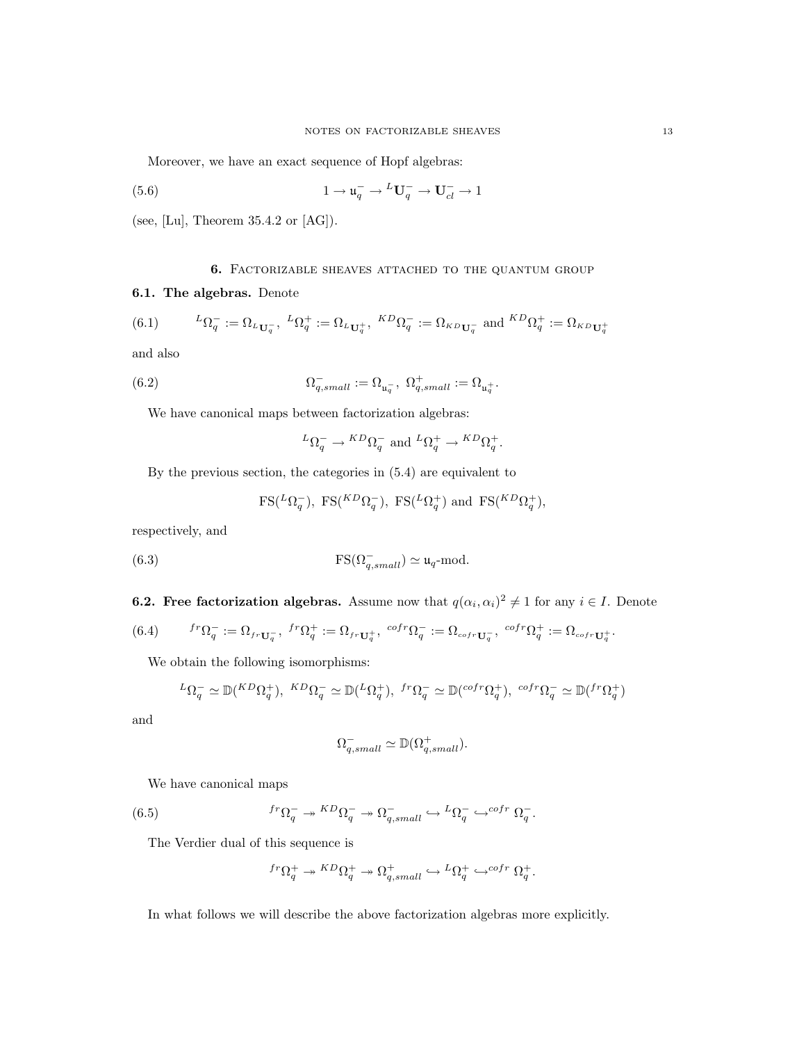Moreover, we have an exact sequence of Hopf algebras:

$$1 \to \mathfrak{u}_q^- \to {}^L\mathbf{U}_q^- \to \mathbf{U}_{cl}^- \to 1 \tag{5.6}$$

(see, [Lu], Theorem 35.4.2 or [AG]).

## 6. Factorizable sheaves attached to the quantum group

**6.1. The algebras.** Denote

$${}^L\Omega_q^- := \Omega_{{}^L\mathbf{U}_q^-},\ {}^L\Omega_q^+ := \Omega_{{}^L\mathbf{U}_q^+},\ {}^{KD}\Omega_q^- := \Omega_{{}^{KD}\mathbf{U}_q^-} \text{ and } {}^{KD}\Omega_q^+ := \Omega_{{}^{KD}\mathbf{U}_q^+} \tag{6.1}$$

and also

$$\Omega_{q,small}^- := \Omega_{\mathfrak{u}_q^-},\ \Omega_{q,small}^+ := \Omega_{\mathfrak{u}_q^+}. \tag{6.2}$$

We have canonical maps between factorization algebras:

$${}^L\Omega_q^- \to {}^{KD}\Omega_q^- \text{ and } {}^L\Omega_q^+ \to {}^{KD}\Omega_q^+.$$

By the previous section, the categories in (5.4) are equivalent to

$$\mathrm{FS}({}^L\Omega_q^-),\ \mathrm{FS}({}^{KD}\Omega_q^-),\ \mathrm{FS}({}^L\Omega_q^+) \text{ and } \mathrm{FS}({}^{KD}\Omega_q^+),$$

respectively, and

$$\mathrm{FS}(\Omega_{q,small}^-) \simeq \mathfrak{u}_q\text{-mod}. \tag{6.3}$$

**6.2. Free factorization algebras.** Assume now that $q(\alpha_i, \alpha_i)^2 \neq 1$ for any $i \in I$. Denote

$${}^{fr}\Omega_q^- := \Omega_{{}^{fr}\mathbf{U}_q^-},\ {}^{fr}\Omega_q^+ := \Omega_{{}^{fr}\mathbf{U}_q^+},\ {}^{cofr}\Omega_q^- := \Omega_{{}^{cofr}\mathbf{U}_q^-},\ {}^{cofr}\Omega_q^+ := \Omega_{{}^{cofr}\mathbf{U}_q^+}. \tag{6.4}$$

We obtain the following isomorphisms:

$${}^L\Omega_q^- \simeq \mathbb{D}({}^{KD}\Omega_q^+),\ {}^{KD}\Omega_q^- \simeq \mathbb{D}({}^L\Omega_q^+),\ {}^{fr}\Omega_q^- \simeq \mathbb{D}({}^{cofr}\Omega_q^+),\ {}^{cofr}\Omega_q^- \simeq \mathbb{D}({}^{fr}\Omega_q^+)$$

and

$$\Omega_{q,small}^- \simeq \mathbb{D}(\Omega_{q,small}^+).$$

We have canonical maps

$${}^{fr}\Omega_q^- \twoheadrightarrow {}^{KD}\Omega_q^- \twoheadrightarrow \Omega_{q,small}^- \hookrightarrow {}^L\Omega_q^- \hookrightarrow^{cofr} \Omega_q^-. \tag{6.5}$$

The Verdier dual of this sequence is

$${}^{fr}\Omega_q^+ \twoheadrightarrow {}^{KD}\Omega_q^+ \twoheadrightarrow \Omega_{q,small}^+ \hookrightarrow {}^L\Omega_q^+ \hookrightarrow^{cofr} \Omega_q^+.$$

In what follows we will describe the above factorization algebras more explicitly.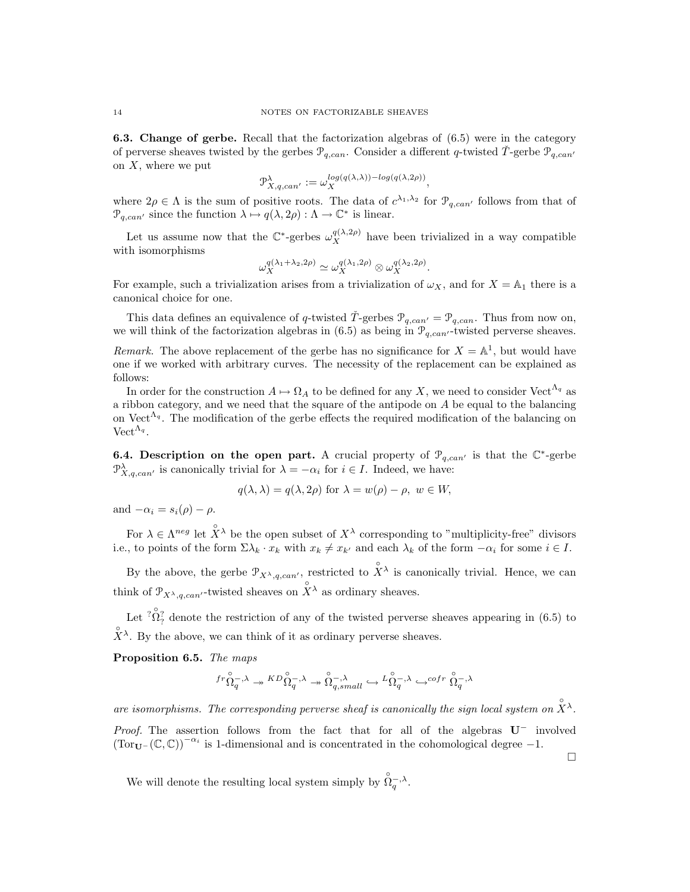**6.3. Change of gerbe.** Recall that the factorization algebras of (6.5) were in the category of perverse sheaves twisted by the gerbes $\mathcal{P}_{q,can}$. Consider a different $q$-twisted $\check{T}$-gerbe $\mathcal{P}_{q,can'}$ on $X$, where we put

$$\mathcal{P}^{\lambda}_{X,q,can'} := \omega_X^{log(q(\lambda,\lambda)) - log(q(\lambda,2\rho))},$$

where $2\rho \in \Lambda$ is the sum of positive roots. The data of $c^{\lambda_1,\lambda_2}$ for $\mathcal{P}_{q,can'}$ follows from that of $\mathcal{P}_{q,can'}$ since the function $\lambda \mapsto q(\lambda, 2\rho) : \Lambda \to \mathbb{C}^*$ is linear.

Let us assume now that the $\mathbb{C}^*$-gerbes $\omega_X^{q(\lambda,2\rho)}$ have been trivialized in a way compatible with isomorphisms

$$\omega_X^{q(\lambda_1+\lambda_2,2\rho)} \simeq \omega_X^{q(\lambda_1,2\rho)} \otimes \omega_X^{q(\lambda_2,2\rho)}.$$

For example, such a trivialization arises from a trivialization of $\omega_X$, and for $X = \mathbb{A}_1$ there is a canonical choice for one.

This data defines an equivalence of $q$-twisted $\check{T}$-gerbes $\mathcal{P}_{q,can'} = \mathcal{P}_{q,can}$. Thus from now on, we will think of the factorization algebras in (6.5) as being in $\mathcal{P}_{q,can'}$-twisted perverse sheaves.

*Remark.* The above replacement of the gerbe has no significance for $X = \mathbb{A}^1$, but would have one if we worked with arbitrary curves. The necessity of the replacement can be explained as follows:

In order for the construction $A \mapsto \Omega_A$ to be defined for any $X$, we need to consider $\mathrm{Vect}^{\Lambda_q}$ as a ribbon category, and we need that the square of the antipode on $A$ be equal to the balancing on $\mathrm{Vect}^{\Lambda_q}$. The modification of the gerbe effects the required modification of the balancing on $\mathrm{Vect}^{\Lambda_q}$.

**6.4. Description on the open part.** A crucial property of $\mathcal{P}_{q,can'}$ is that the $\mathbb{C}^*$-gerbe $\mathcal{P}^{\lambda}_{X,q,can'}$ is canonically trivial for $\lambda = -\alpha_i$ for $i \in I$. Indeed, we have:

$$q(\lambda,\lambda) = q(\lambda, 2\rho) \text{ for } \lambda = w(\rho) - \rho, \; w \in W,$$

and $-\alpha_i = s_i(\rho) - \rho$.

For $\lambda \in \Lambda^{neg}$ let $\overset{\circ}{X}{}^{\lambda}$ be the open subset of $X^{\lambda}$ corresponding to "multiplicity-free" divisors i.e., to points of the form $\Sigma \lambda_k \cdot x_k$ with $x_k \neq x_{k'}$ and each $\lambda_k$ of the form $-\alpha_i$ for some $i \in I$.

By the above, the gerbe $\mathcal{P}_{X^{\lambda},q,can'}$, restricted to $\overset{\circ}{X}{}^{\lambda}$ is canonically trivial. Hence, we can think of $\mathcal{P}_{X^{\lambda},q,can'}$-twisted sheaves on $\overset{\circ}{X}{}^{\lambda}$ as ordinary sheaves.

Let ${}^{?}\overset{\circ}{\Omega}{}^{?}_{?}$ denote the restriction of any of the twisted perverse sheaves appearing in (6.5) to $\overset{\circ}{X}{}^{\lambda}$. By the above, we can think of it as ordinary perverse sheaves.

**Proposition 6.5.** *The maps*

$${}^{fr}\overset{\circ}{\Omega}{}^{-,\lambda}_{q} \twoheadrightarrow {}^{KD}\overset{\circ}{\Omega}{}^{-,\lambda}_{q} \twoheadrightarrow \overset{\circ}{\Omega}{}^{-,\lambda}_{q,small} \hookrightarrow {}^{L}\overset{\circ}{\Omega}{}^{-,\lambda}_{q} \hookrightarrow^{cofr} \overset{\circ}{\Omega}{}^{-,\lambda}_{q}$$

*are isomorphisms. The corresponding perverse sheaf is canonically the sign local system on* $\overset{\circ}{X}{}^{\lambda}$.

*Proof.* The assertion follows from the fact that for all of the algebras $\mathbf{U}^-$ involved $(\mathrm{Tor}_{\mathbf{U}^-}(\mathbb{C},\mathbb{C}))^{-\alpha_i}$ is 1-dimensional and is concentrated in the cohomological degree $-1$.

□

We will denote the resulting local system simply by $\overset{\circ}{\Omega}{}^{-,\lambda}_{q}$.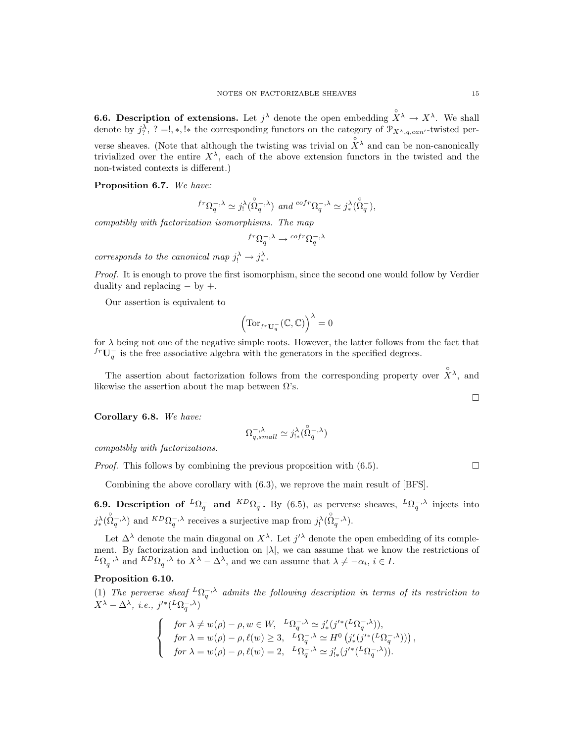**6.6. Description of extensions.** Let $j^\lambda$ denote the open embedding $\overset{\circ}{X}{}^\lambda \to X^\lambda$. We shall denote by $j^\lambda_?$, $? =!, *, !*$ the corresponding functors on the category of $\mathcal{P}_{X^\lambda,q,can'}$-twisted perverse sheaves. (Note that although the twisting was trivial on $\overset{\circ}{X}{}^\lambda$ and can be non-canonically trivialized over the entire $X^\lambda$, each of the above extension functors in the twisted and the non-twisted contexts is different.)

**Proposition 6.7.** *We have:*

$$^{fr}\Omega_q^{-,\lambda} \simeq j^\lambda_!(\overset{\circ}{\Omega}{}_q^{-,\lambda}) \text{ and } {}^{cofr}\Omega_q^{-,\lambda} \simeq j^\lambda_*(\overset{\circ}{\Omega}{}_q^{-}),$$

*compatibly with factorization isomorphisms. The map*

$$^{fr}\Omega_q^{-,\lambda} \to {}^{cofr}\Omega_q^{-,\lambda}$$

*corresponds to the canonical map $j^\lambda_! \to j^\lambda_*$.*

*Proof.* It is enough to prove the first isomorphism, since the second one would follow by Verdier duality and replacing $-$ by $+$.

Our assertion is equivalent to

$$\left(\mathrm{Tor}_{^{fr}\mathbf{U}_q^-}(\mathbb{C},\mathbb{C})\right)^\lambda = 0$$

for $\lambda$ being not one of the negative simple roots. However, the latter follows from the fact that $^{fr}\mathbf{U}_q^-$ is the free associative algebra with the generators in the specified degrees.

The assertion about factorization follows from the corresponding property over $\overset{\circ}{X}{}^\lambda$, and likewise the assertion about the map between $\Omega$'s.

□

**Corollary 6.8.** *We have:*

$$\Omega^{-,\lambda}_{q,small} \simeq j^\lambda_{!*}(\overset{\circ}{\Omega}{}_q^{-,\lambda})$$

*compatibly with factorizations.*

*Proof.* This follows by combining the previous proposition with (6.5). □

Combining the above corollary with (6.3), we reprove the main result of [BFS].

**6.9. Description of $^L\Omega_q^-$ and $^{KD}\Omega_q^-$.** By (6.5), as perverse sheaves, $^L\Omega_q^{-,\lambda}$ injects into $j^\lambda_*(\overset{\circ}{\Omega}{}_q^{-,\lambda})$ and $^{KD}\Omega_q^{-,\lambda}$ receives a surjective map from $j^\lambda_!(\overset{\circ}{\Omega}{}_q^{-,\lambda})$.

Let $\Delta^\lambda$ denote the main diagonal on $X^\lambda$. Let $j'^\lambda$ denote the open embedding of its complement. By factorization and induction on $|\lambda|$, we can assume that we know the restrictions of $^L\Omega_q^{-,\lambda}$ and $^{KD}\Omega_q^{-,\lambda}$ to $X^\lambda - \Delta^\lambda$, and we can assume that $\lambda \neq -\alpha_i$, $i \in I$.

**Proposition 6.10.**

(1) *The perverse sheaf $^L\Omega_q^{-,\lambda}$ admits the following description in terms of its restriction to $X^\lambda - \Delta^\lambda$, i.e., $j'^*({}^L\Omega_q^{-,\lambda})$*

$$\begin{cases} \text{for } \lambda \neq w(\rho)-\rho, w \in W, & {}^L\Omega_q^{-,\lambda} \simeq j'_*(j'^*({}^L\Omega_q^{-,\lambda})), \\ \text{for } \lambda = w(\rho)-\rho, \ell(w) \geq 3, & {}^L\Omega_q^{-,\lambda} \simeq H^0\left(j'_*(j'^*({}^L\Omega_q^{-,\lambda}))\right), \\ \text{for } \lambda = w(\rho)-\rho, \ell(w) = 2, & {}^L\Omega_q^{-,\lambda} \simeq j'_{!*}(j'^*({}^L\Omega_q^{-,\lambda})). \end{cases}$$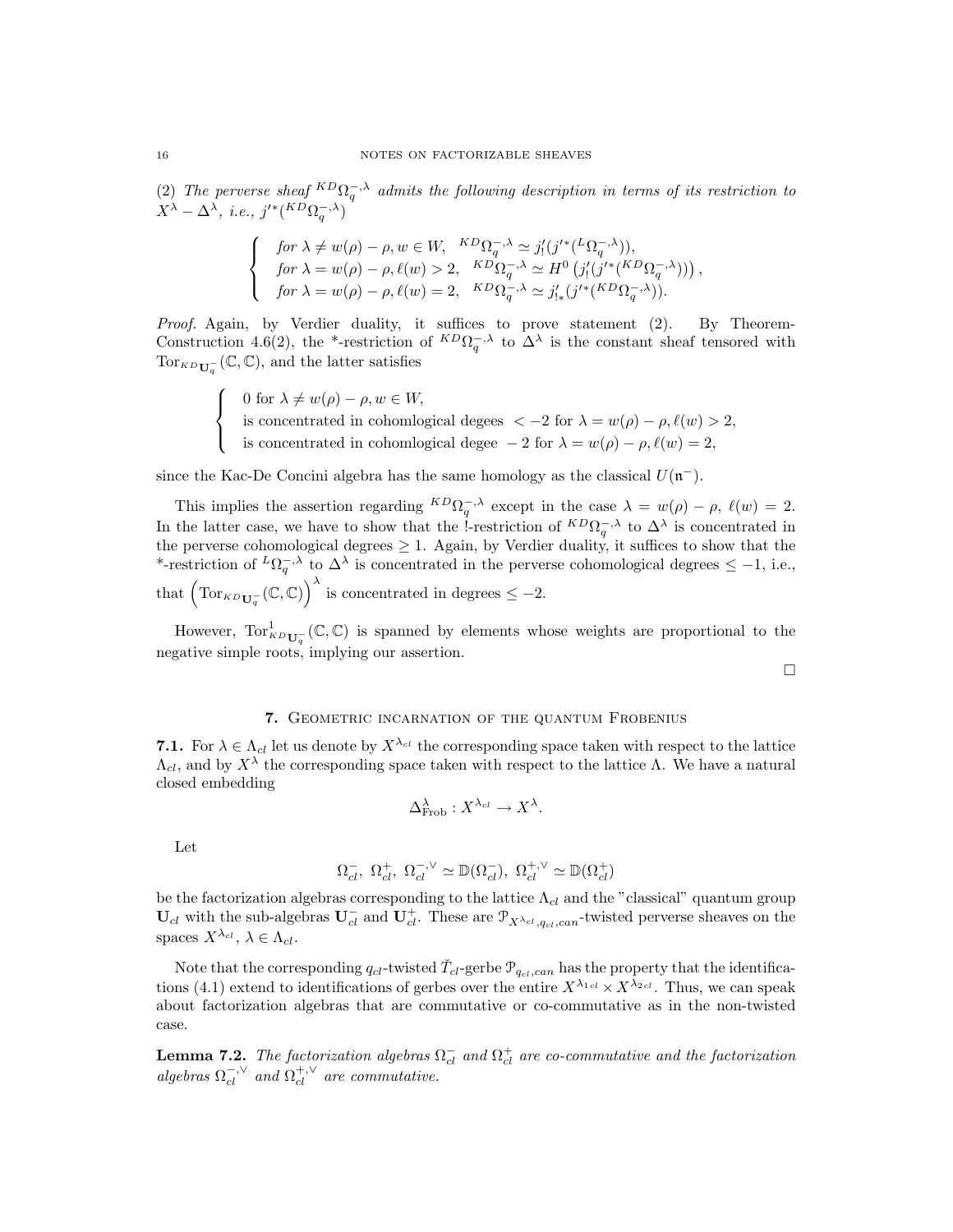(2) *The perverse sheaf* ${}^{KD}\Omega_q^{-,\lambda}$ *admits the following description in terms of its restriction to* $X^\lambda - \Delta^\lambda$, *i.e.,* $j'^*({}^{KD}\Omega_q^{-,\lambda})$

$$\begin{cases} \text{for } \lambda \neq w(\rho) - \rho, w \in W, & {}^{KD}\Omega_q^{-,\lambda} \simeq j'_!(j'^*({}^{L}\Omega_q^{-,\lambda})), \\ \text{for } \lambda = w(\rho) - \rho, \ell(w) > 2, & {}^{KD}\Omega_q^{-,\lambda} \simeq H^0\left(j'_!(j'^*({}^{KD}\Omega_q^{-,\lambda}))\right), \\ \text{for } \lambda = w(\rho) - \rho, \ell(w) = 2, & {}^{KD}\Omega_q^{-,\lambda} \simeq j'_{!*}(j'^*({}^{KD}\Omega_q^{-,\lambda})). \end{cases}$$

*Proof.* Again, by Verdier duality, it suffices to prove statement (2). By Theorem-Construction 4.6(2), the \*-restriction of ${}^{KD}\Omega_q^{-,\lambda}$ to $\Delta^\lambda$ is the constant sheaf tensored with $\mathrm{Tor}_{{}^{KD}\mathbf{U}_q^-}(\mathbb{C},\mathbb{C})$, and the latter satisfies

$$\begin{cases} 0 \text{ for } \lambda \neq w(\rho) - \rho, w \in W, \\ \text{is concentrated in cohomlogical degees } < -2 \text{ for } \lambda = w(\rho) - \rho, \ell(w) > 2, \\ \text{is concentrated in cohomlogical degee } -2 \text{ for } \lambda = w(\rho) - \rho, \ell(w) = 2, \end{cases}$$

since the Kac-De Concini algebra has the same homology as the classical $U(\mathfrak{n}^-)$.

This implies the assertion regarding ${}^{KD}\Omega_q^{-,\lambda}$ except in the case $\lambda = w(\rho) - \rho$, $\ell(w) = 2$. In the latter case, we have to show that the !-restriction of ${}^{KD}\Omega_q^{-,\lambda}$ to $\Delta^\lambda$ is concentrated in the perverse cohomological degrees $\geq 1$. Again, by Verdier duality, it suffices to show that the \*-restriction of ${}^{L}\Omega_q^{-,\lambda}$ to $\Delta^\lambda$ is concentrated in the perverse cohomological degrees $\leq -1$, i.e., that $\left(\mathrm{Tor}_{{}^{KD}\mathbf{U}_q^-}(\mathbb{C},\mathbb{C})\right)^\lambda$ is concentrated in degrees $\leq -2$.

However, $\mathrm{Tor}^1_{{}^{KD}\mathbf{U}_q^-}(\mathbb{C},\mathbb{C})$ is spanned by elements whose weights are proportional to the negative simple roots, implying our assertion.

□

## 7. Geometric incarnation of the quantum Frobenius

**7.1.** For $\lambda \in \Lambda_{cl}$ let us denote by $X^{\lambda_{cl}}$ the corresponding space taken with respect to the lattice $\Lambda_{cl}$, and by $X^\lambda$ the corresponding space taken with respect to the lattice $\Lambda$. We have a natural closed embedding

$$\Delta^\lambda_{\mathrm{Frob}} : X^{\lambda_{cl}} \to X^\lambda.$$

Let

$$\Omega^-_{cl},\ \Omega^+_{cl},\ \Omega^{-,\vee}_{cl} \simeq \mathbb{D}(\Omega^-_{cl}),\ \Omega^{+,\vee}_{cl} \simeq \mathbb{D}(\Omega^+_{cl})$$

be the factorization algebras corresponding to the lattice $\Lambda_{cl}$ and the "classical" quantum group $\mathbf{U}_{cl}$ with the sub-algebras $\mathbf{U}^-_{cl}$ and $\mathbf{U}^+_{cl}$. These are $\mathcal{P}_{X^{\lambda_{cl}},q_{cl},can}$-twisted perverse sheaves on the spaces $X^{\lambda_{cl}}$, $\lambda \in \Lambda_{cl}$.

Note that the corresponding $q_{cl}$-twisted $\check{T}_{cl}$-gerbe $\mathcal{P}_{q_{cl},can}$ has the property that the identifications (4.1) extend to identifications of gerbes over the entire $X^{\lambda_{1cl}} \times X^{\lambda_{2cl}}$. Thus, we can speak about factorization algebras that are commutative or co-commutative as in the non-twisted case.

**Lemma 7.2.** *The factorization algebras* $\Omega^-_{cl}$ *and* $\Omega^+_{cl}$ *are co-commutative and the factorization algebras* $\Omega^{-,\vee}_{cl}$ *and* $\Omega^{+,\vee}_{cl}$ *are commutative.*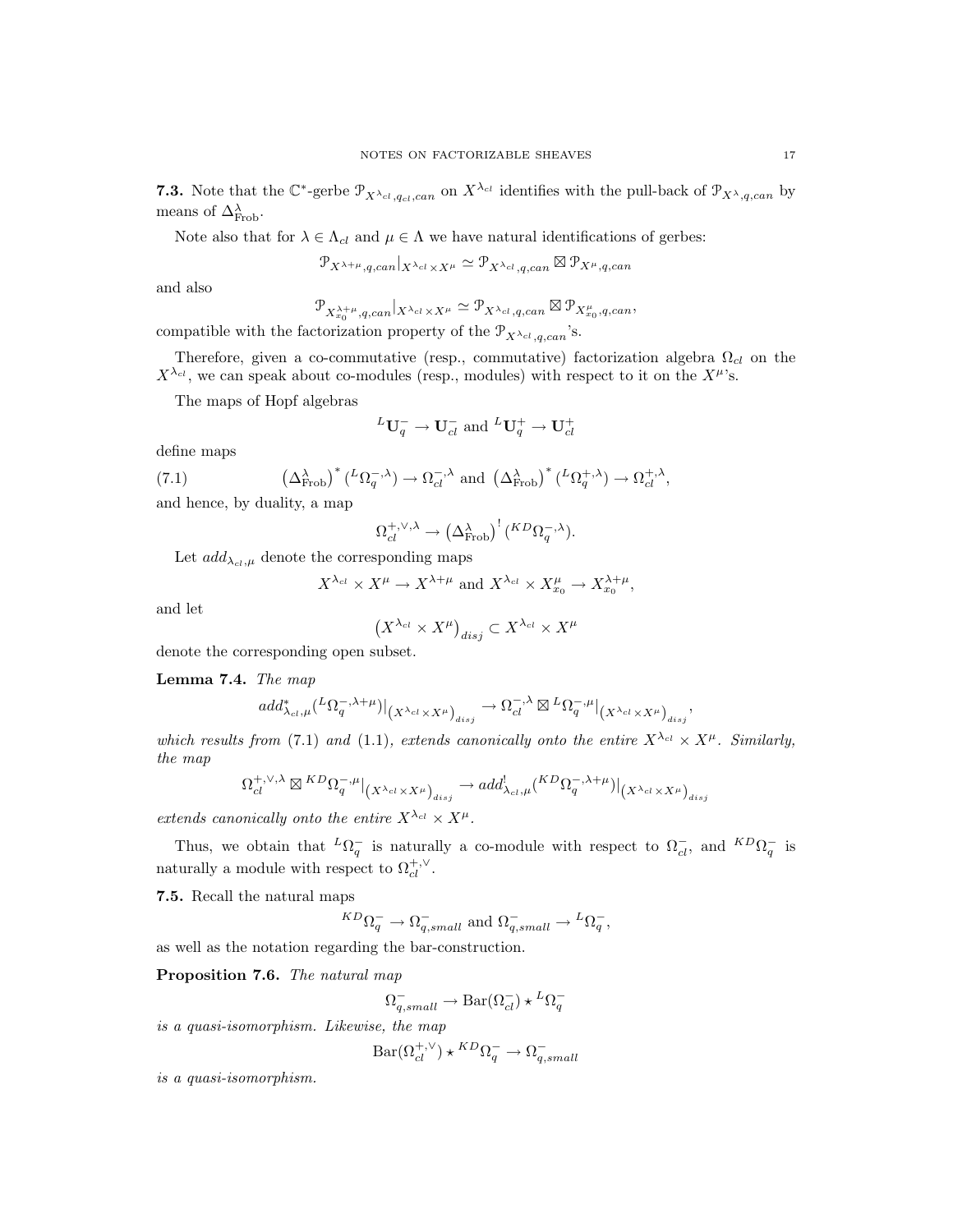**7.3.** Note that the $\mathbb{C}^*$-gerbe $\mathcal{P}_{X^{\lambda_{cl}},q_{cl},can}$ on $X^{\lambda_{cl}}$ identifies with the pull-back of $\mathcal{P}_{X^{\lambda},q,can}$ by means of $\Delta^{\lambda}_{\mathrm{Frob}}$.

Note also that for $\lambda \in \Lambda_{cl}$ and $\mu \in \Lambda$ we have natural identifications of gerbes:

$$\mathcal{P}_{X^{\lambda+\mu},q,can}|_{X^{\lambda_{cl}} \times X^{\mu}} \simeq \mathcal{P}_{X^{\lambda_{cl}},q,can} \boxtimes \mathcal{P}_{X^{\mu},q,can}$$

and also

$$\mathcal{P}_{X^{\lambda+\mu}_{x_0},q,can}|_{X^{\lambda_{cl}} \times X^{\mu}} \simeq \mathcal{P}_{X^{\lambda_{cl}},q,can} \boxtimes \mathcal{P}_{X^{\mu}_{x_0},q,can},$$

compatible with the factorization property of the $\mathcal{P}_{X^{\lambda_{cl}},q,can}$'s.

Therefore, given a co-commutative (resp., commutative) factorization algebra $\Omega_{cl}$ on the $X^{\lambda_{cl}}$, we can speak about co-modules (resp., modules) with respect to it on the $X^{\mu}$'s.

The maps of Hopf algebras

$${}^{L}\mathbf{U}_q^- \to \mathbf{U}_{cl}^- \text{ and } {}^{L}\mathbf{U}_q^+ \to \mathbf{U}_{cl}^+$$

define maps

$$\left(\Delta^{\lambda}_{\mathrm{Frob}}\right)^* ({}^{L}\Omega_q^{-,\lambda}) \to \Omega_{cl}^{-,\lambda} \text{ and } \left(\Delta^{\lambda}_{\mathrm{Frob}}\right)^* ({}^{L}\Omega_q^{+,\lambda}) \to \Omega_{cl}^{+,\lambda}, \tag{7.1}$$

and hence, by duality, a map

$$\Omega_{cl}^{+,\vee,\lambda} \to \left(\Delta^{\lambda}_{\mathrm{Frob}}\right)^! ({}^{KD}\Omega_q^{-,\lambda}).$$

Let $add_{\lambda_{cl},\mu}$ denote the corresponding maps

$$X^{\lambda_{cl}} \times X^{\mu} \to X^{\lambda+\mu} \text{ and } X^{\lambda_{cl}} \times X^{\mu}_{x_0} \to X^{\lambda+\mu}_{x_0},$$

and let

$$\left(X^{\lambda_{cl}} \times X^{\mu}\right)_{disj} \subset X^{\lambda_{cl}} \times X^{\mu}$$

denote the corresponding open subset.

**Lemma 7.4.** *The map*

$$add^*_{\lambda_{cl},\mu}({}^{L}\Omega_q^{-,\lambda+\mu})|_{\left(X^{\lambda_{cl}} \times X^{\mu}\right)_{disj}} \to \Omega_{cl}^{-,\lambda} \boxtimes {}^{L}\Omega_q^{-,\mu}|_{\left(X^{\lambda_{cl}} \times X^{\mu}\right)_{disj}},$$

*which results from* (7.1) *and* (1.1)*, extends canonically onto the entire* $X^{\lambda_{cl}} \times X^{\mu}$*. Similarly, the map*

$$\Omega_{cl}^{+,\vee,\lambda} \boxtimes {}^{KD}\Omega_q^{-,\mu}|_{\left(X^{\lambda_{cl}} \times X^{\mu}\right)_{disj}} \to add^!_{\lambda_{cl},\mu}({}^{KD}\Omega_q^{-,\lambda+\mu})|_{\left(X^{\lambda_{cl}} \times X^{\mu}\right)_{disj}}$$

*extends canonically onto the entire* $X^{\lambda_{cl}} \times X^{\mu}$*.*

Thus, we obtain that ${}^{L}\Omega_q^-$ is naturally a co-module with respect to $\Omega_{cl}^-$, and ${}^{KD}\Omega_q^-$ is naturally a module with respect to $\Omega_{cl}^{+,\vee}$.

**7.5.** Recall the natural maps

$${}^{KD}\Omega_q^- \to \Omega_{q,small}^- \text{ and } \Omega_{q,small}^- \to {}^{L}\Omega_q^-,$$

as well as the notation regarding the bar-construction.

**Proposition 7.6.** *The natural map*

$$\Omega_{q,small}^- \to \mathrm{Bar}(\Omega_{cl}^-) \star {}^{L}\Omega_q^-$$

*is a quasi-isomorphism. Likewise, the map*

$$\mathrm{Bar}(\Omega_{cl}^{+,\vee}) \star {}^{KD}\Omega_q^- \to \Omega_{q,small}^-$$

*is a quasi-isomorphism.*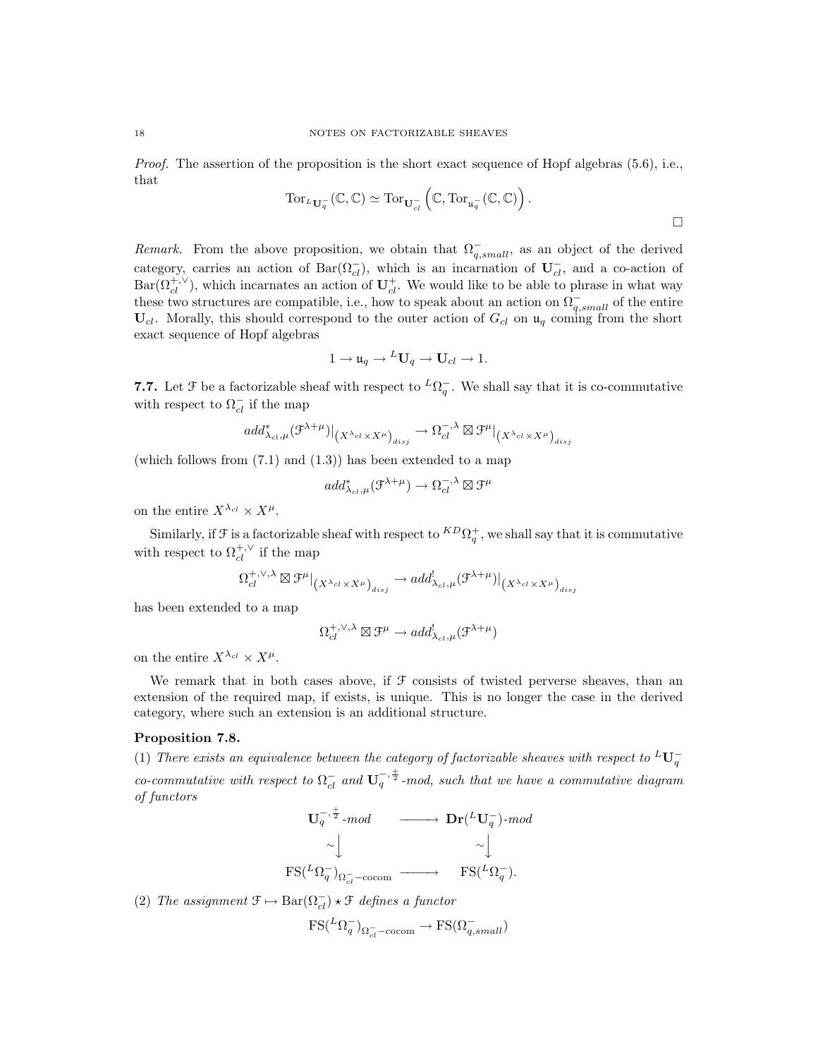*Proof.* The assertion of the proposition is the short exact sequence of Hopf algebras (5.6), i.e., that

$$\mathrm{Tor}_{{}^L\mathbf{U}_q^-}(\mathbb{C},\mathbb{C}) \simeq \mathrm{Tor}_{\mathbf{U}_{cl}^-}\left(\mathbb{C}, \mathrm{Tor}_{\mathfrak{u}_q^-}(\mathbb{C},\mathbb{C})\right).$$

□

*Remark.* From the above proposition, we obtain that $\Omega^-_{q,small}$, as an object of the derived category, carries an action of $\mathrm{Bar}(\Omega^-_{cl})$, which is an incarnation of $\mathbf{U}^-_{cl}$, and a co-action of $\mathrm{Bar}(\Omega^{+,\vee}_{cl})$, which incarnates an action of $\mathbf{U}^+_{cl}$. We would like to be able to phrase in what way these two structures are compatible, i.e., how to speak about an action on $\Omega^-_{q,small}$ of the entire $\mathbf{U}_{cl}$. Morally, this should correspond to the outer action of $G_{cl}$ on $\mathfrak{u}_q$ coming from the short exact sequence of Hopf algebras

$$1 \to \mathfrak{u}_q \to {}^L\mathbf{U}_q \to \mathbf{U}_{cl} \to 1.$$

**7.7.** Let $\mathcal{F}$ be a factorizable sheaf with respect to ${}^L\Omega^-_q$. We shall say that it is co-commutative with respect to $\Omega^-_{cl}$ if the map

$$add^*_{\lambda_{cl},\mu}(\mathcal{F}^{\lambda+\mu})|_{\left(X^{\lambda_{cl}}\times X^{\mu}\right)_{disj}} \to \Omega^{-,\lambda}_{cl} \boxtimes \mathcal{F}^{\mu}|_{\left(X^{\lambda_{cl}}\times X^{\mu}\right)_{disj}}$$

(which follows from (7.1) and (1.3)) has been extended to a map

$$add^*_{\lambda_{cl},\mu}(\mathcal{F}^{\lambda+\mu}) \to \Omega^{-,\lambda}_{cl} \boxtimes \mathcal{F}^{\mu}$$

on the entire $X^{\lambda_{cl}} \times X^{\mu}$.

Similarly, if $\mathcal{F}$ is a factorizable sheaf with respect to ${}^{KD}\Omega^+_q$, we shall say that it is commutative with respect to $\Omega^{+,\vee}_{cl}$ if the map

$$\Omega^{+,\vee,\lambda}_{cl} \boxtimes \mathcal{F}^{\mu}|_{\left(X^{\lambda_{cl}}\times X^{\mu}\right)_{disj}} \to add^!_{\lambda_{cl},\mu}(\mathcal{F}^{\lambda+\mu})|_{\left(X^{\lambda_{cl}}\times X^{\mu}\right)_{disj}}$$

has been extended to a map

$$\Omega^{+,\vee,\lambda}_{cl} \boxtimes \mathcal{F}^{\mu} \to add^!_{\lambda_{cl},\mu}(\mathcal{F}^{\lambda+\mu})$$

on the entire $X^{\lambda_{cl}} \times X^{\mu}$.

We remark that in both cases above, if $\mathcal{F}$ consists of twisted perverse sheaves, than an extension of the required map, if exists, is unique. This is no longer the case in the derived category, where such an extension is an additional structure.

**Proposition 7.8.**

(1) *There exists an equivalence between the category of factorizable sheaves with respect to ${}^L\mathbf{U}^-_q$ co-commutative with respect to $\Omega^-_{cl}$ and $\mathbf{U}^{-,\frac{+}{2}}_q$-mod, such that we have a commutative diagram of functors*

$$\begin{array}{ccc} \mathbf{U}^{-,\frac{+}{2}}_q\text{-}mod & \longrightarrow & \mathbf{Dr}({}^L\mathbf{U}^-_q)\text{-}mod \\ \sim\downarrow & & \sim\downarrow \\ \mathrm{FS}({}^L\Omega^-_q)_{\Omega^-_{cl}-\mathrm{cocom}} & \longrightarrow & \mathrm{FS}({}^L\Omega^-_q). \end{array}$$

(2) *The assignment $\mathcal{F} \mapsto \mathrm{Bar}(\Omega^-_{cl}) \star \mathcal{F}$ defines a functor*

$$\mathrm{FS}({}^L\Omega^-_q)_{\Omega^-_{cl}-\mathrm{cocom}} \to \mathrm{FS}(\Omega^-_{q,small})$$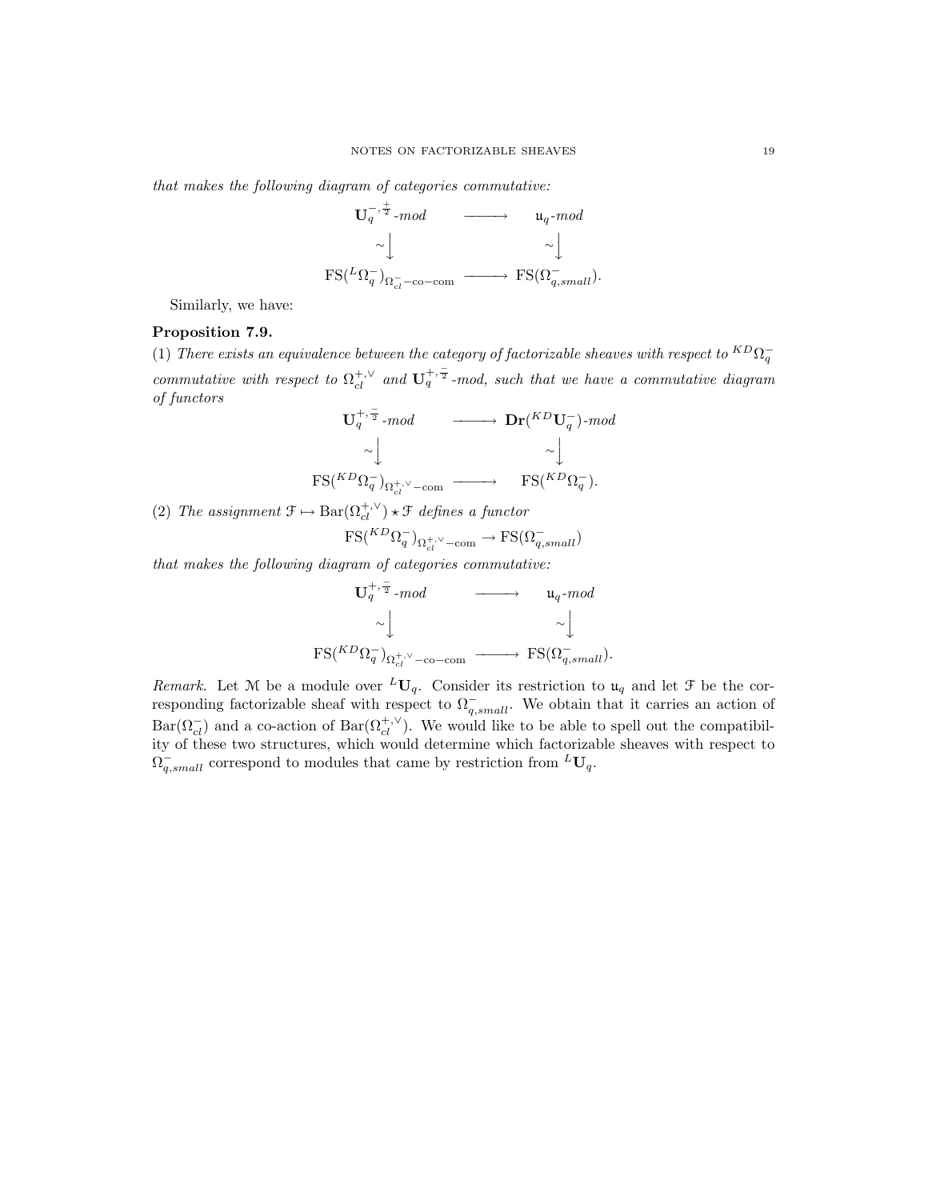*that makes the following diagram of categories commutative:*

$$\begin{array}{ccc}
\mathbf{U}_q^{-,\frac{+}{2}}\text{-}mod & \longrightarrow & \mathfrak{u}_q\text{-}mod \\
\sim\downarrow & & \sim\downarrow \\
\mathrm{FS}({}^L\Omega_q^-)_{\Omega_{cl}^- -\mathrm{co-com}} & \longrightarrow & \mathrm{FS}(\Omega^-_{q,small}).
\end{array}$$

Similarly, we have:

**Proposition 7.9.**

(1) *There exists an equivalence between the category of factorizable sheaves with respect to* ${}^{KD}\Omega_q^-$ *commutative with respect to* $\Omega_{cl}^{+,\vee}$ *and* $\mathbf{U}_q^{+,\frac{-}{2}}$*-mod, such that we have a commutative diagram of functors*

$$\begin{array}{ccc}
\mathbf{U}_q^{+,\frac{-}{2}}\text{-}mod & \longrightarrow & \mathbf{Dr}({}^{KD}\mathbf{U}_q^-)\text{-}mod \\
\sim\downarrow & & \sim\downarrow \\
\mathrm{FS}({}^{KD}\Omega_q^-)_{\Omega_{cl}^{+,\vee}-\mathrm{com}} & \longrightarrow & \mathrm{FS}({}^{KD}\Omega_q^-).
\end{array}$$

(2) *The assignment* $\mathcal{F} \mapsto \mathrm{Bar}(\Omega_{cl}^{+,\vee}) \star \mathcal{F}$ *defines a functor*

$$\mathrm{FS}({}^{KD}\Omega_q^-)_{\Omega_{cl}^{+,\vee}-\mathrm{com}} \to \mathrm{FS}(\Omega^-_{q,small})$$

*that makes the following diagram of categories commutative:*

$$\begin{array}{ccc}
\mathbf{U}_q^{+,\frac{-}{2}}\text{-}mod & \longrightarrow & \mathfrak{u}_q\text{-}mod \\
\sim\downarrow & & \sim\downarrow \\
\mathrm{FS}({}^{KD}\Omega_q^-)_{\Omega_{cl}^{+,\vee}-\mathrm{co-com}} & \longrightarrow & \mathrm{FS}(\Omega^-_{q,small}).
\end{array}$$

*Remark.* Let $\mathcal{M}$ be a module over ${}^L\mathbf{U}_q$. Consider its restriction to $\mathfrak{u}_q$ and let $\mathcal{F}$ be the corresponding factorizable sheaf with respect to $\Omega^-_{q,small}$. We obtain that it carries an action of $\mathrm{Bar}(\Omega_{cl}^-)$ and a co-action of $\mathrm{Bar}(\Omega_{cl}^{+,\vee})$. We would like to be able to spell out the compatibility of these two structures, which would determine which factorizable sheaves with respect to $\Omega^-_{q,small}$ correspond to modules that came by restriction from ${}^L\mathbf{U}_q$.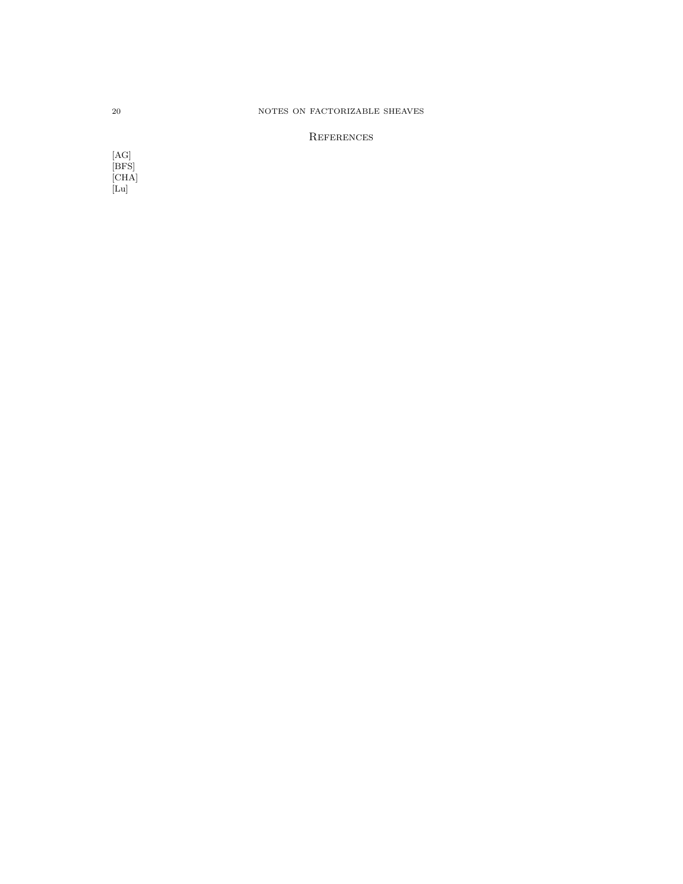## References

[AG]
[BFS]
[CHA]
[Lu]